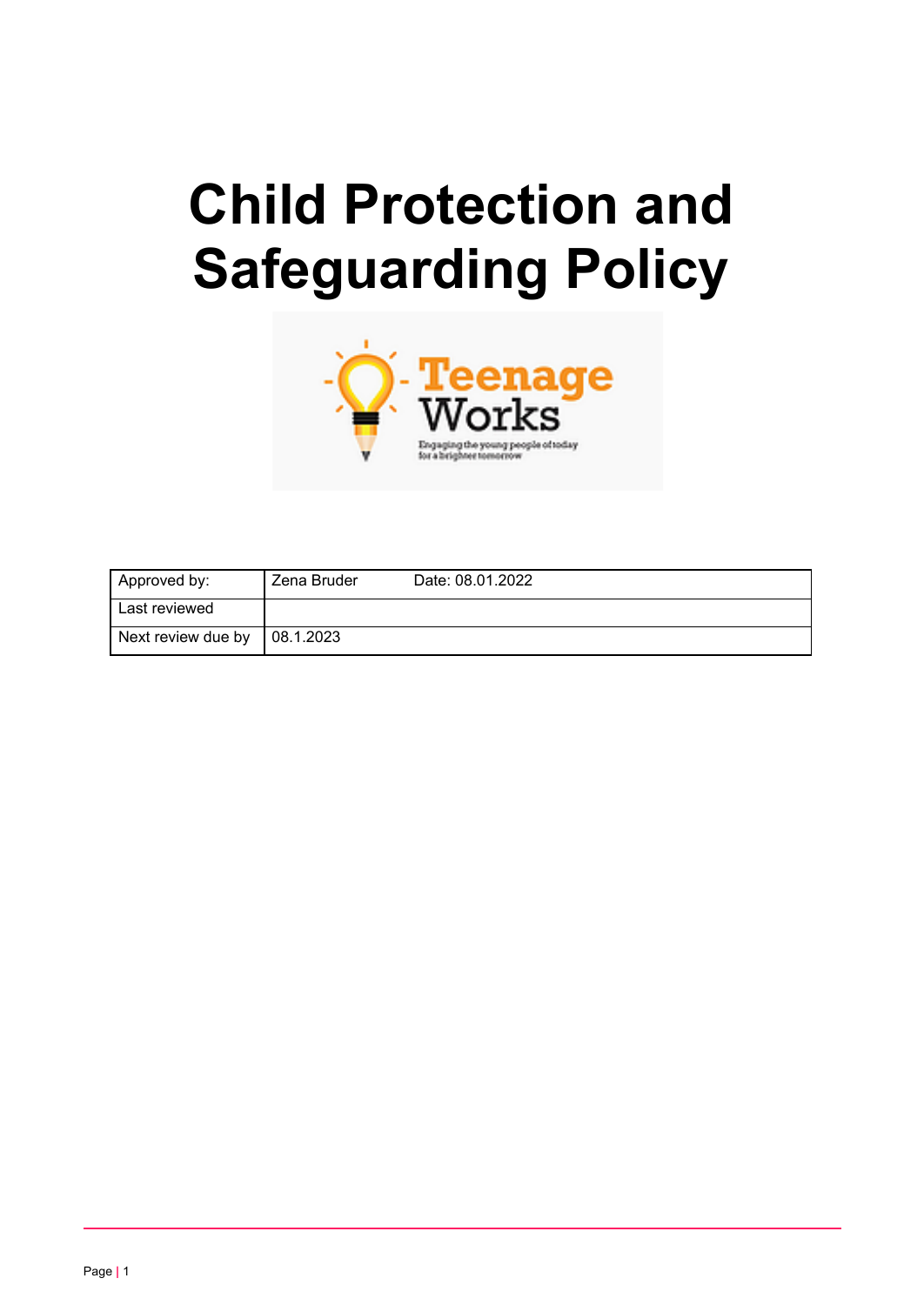# Child Protection and Safeguarding Policy

| Approved by: | Zena Bruder | Date: 08.01.2022 |
| --- | --- | --- |
| Last reviewed | | |
| Next review due by | 08.1.2023 | |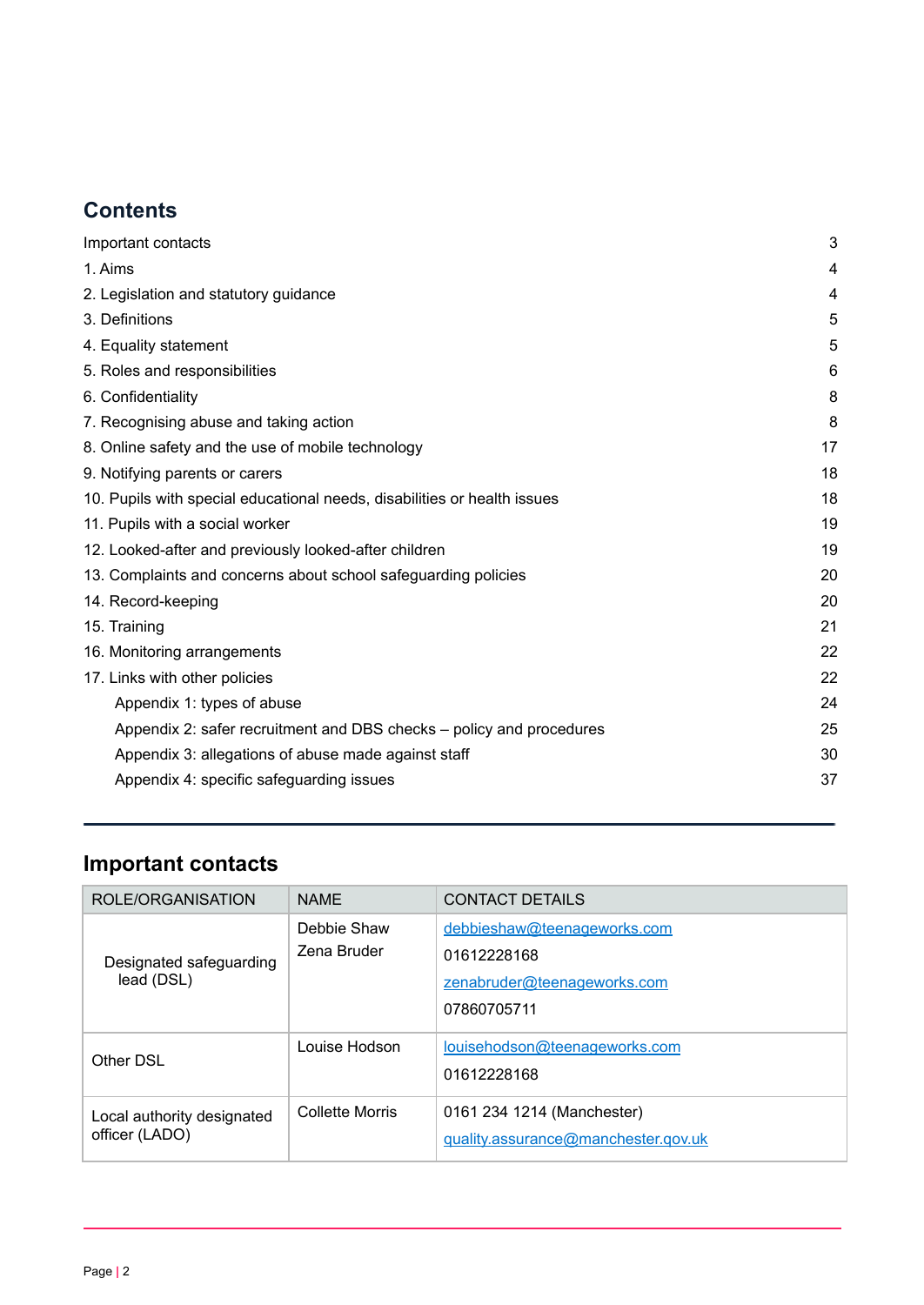## Contents

| | |
|---|---|
| Important contacts | 3 |
| 1. Aims | 4 |
| 2. Legislation and statutory guidance | 4 |
| 3. Definitions | 5 |
| 4. Equality statement | 5 |
| 5. Roles and responsibilities | 6 |
| 6. Confidentiality | 8 |
| 7. Recognising abuse and taking action | 8 |
| 8. Online safety and the use of mobile technology | 17 |
| 9. Notifying parents or carers | 18 |
| 10. Pupils with special educational needs, disabilities or health issues | 18 |
| 11. Pupils with a social worker | 19 |
| 12. Looked-after and previously looked-after children | 19 |
| 13. Complaints and concerns about school safeguarding policies | 20 |
| 14. Record-keeping | 20 |
| 15. Training | 21 |
| 16. Monitoring arrangements | 22 |
| 17. Links with other policies | 22 |
| Appendix 1: types of abuse | 24 |
| Appendix 2: safer recruitment and DBS checks – policy and procedures | 25 |
| Appendix 3: allegations of abuse made against staff | 30 |
| Appendix 4: specific safeguarding issues | 37 |

## Important contacts

| ROLE/ORGANISATION | NAME | CONTACT DETAILS |
|---|---|---|
| Designated safeguarding lead (DSL) | Debbie Shaw<br>Zena Bruder | debbieshaw@teenageworks.com<br>01612228168<br>zenabruder@teenageworks.com<br>07860705711 |
| Other DSL | Louise Hodson | louisehodson@teenageworks.com<br>01612228168 |
| Local authority designated officer (LADO) | Collette Morris | 0161 234 1214 (Manchester)<br>quality.assurance@manchester.gov.uk |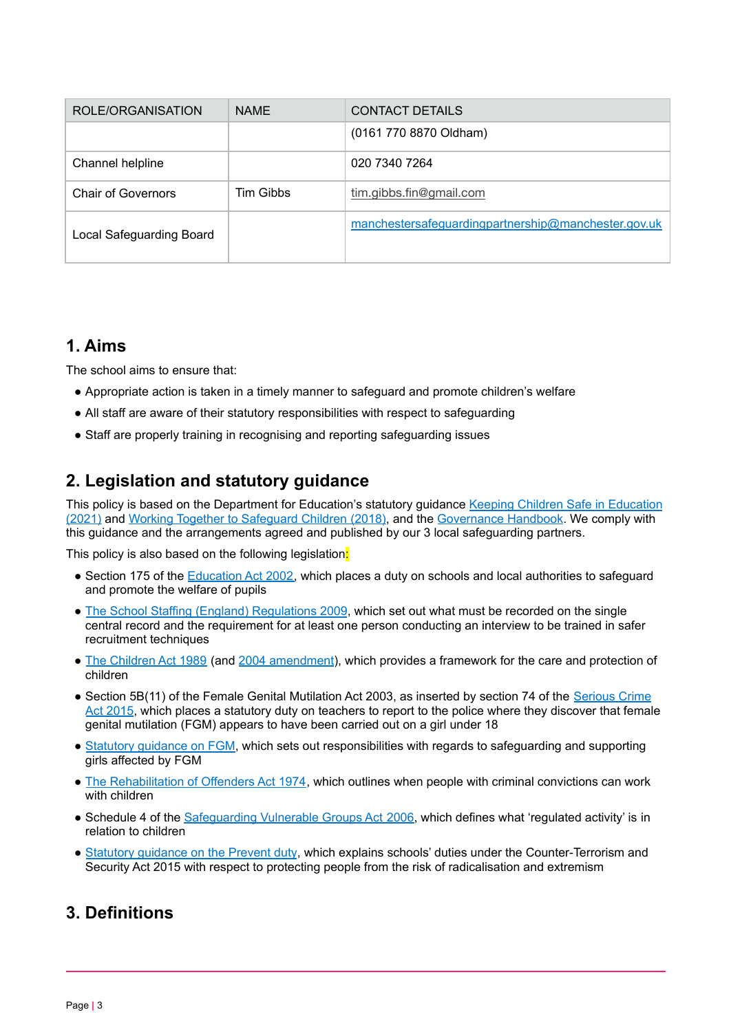| ROLE/ORGANISATION | NAME | CONTACT DETAILS |
| --- | --- | --- |
| | | (0161 770 8870 Oldham) |
| Channel helpline | | 020 7340 7264 |
| Chair of Governors | Tim Gibbs | tim.gibbs.fin@gmail.com |
| Local Safeguarding Board | | manchestersafeguardingpartnership@manchester.gov.uk |

## 1. Aims

The school aims to ensure that:

- Appropriate action is taken in a timely manner to safeguard and promote children's welfare
- All staff are aware of their statutory responsibilities with respect to safeguarding
- Staff are properly training in recognising and reporting safeguarding issues

## 2. Legislation and statutory guidance

This policy is based on the Department for Education's statutory guidance Keeping Children Safe in Education (2021) and Working Together to Safeguard Children (2018), and the Governance Handbook. We comply with this guidance and the arrangements agreed and published by our 3 local safeguarding partners.

This policy is also based on the following legislation:

- Section 175 of the Education Act 2002, which places a duty on schools and local authorities to safeguard and promote the welfare of pupils
- The School Staffing (England) Regulations 2009, which set out what must be recorded on the single central record and the requirement for at least one person conducting an interview to be trained in safer recruitment techniques
- The Children Act 1989 (and 2004 amendment), which provides a framework for the care and protection of children
- Section 5B(11) of the Female Genital Mutilation Act 2003, as inserted by section 74 of the Serious Crime Act 2015, which places a statutory duty on teachers to report to the police where they discover that female genital mutilation (FGM) appears to have been carried out on a girl under 18
- Statutory guidance on FGM, which sets out responsibilities with regards to safeguarding and supporting girls affected by FGM
- The Rehabilitation of Offenders Act 1974, which outlines when people with criminal convictions can work with children
- Schedule 4 of the Safeguarding Vulnerable Groups Act 2006, which defines what 'regulated activity' is in relation to children
- Statutory guidance on the Prevent duty, which explains schools' duties under the Counter-Terrorism and Security Act 2015 with respect to protecting people from the risk of radicalisation and extremism

## 3. Definitions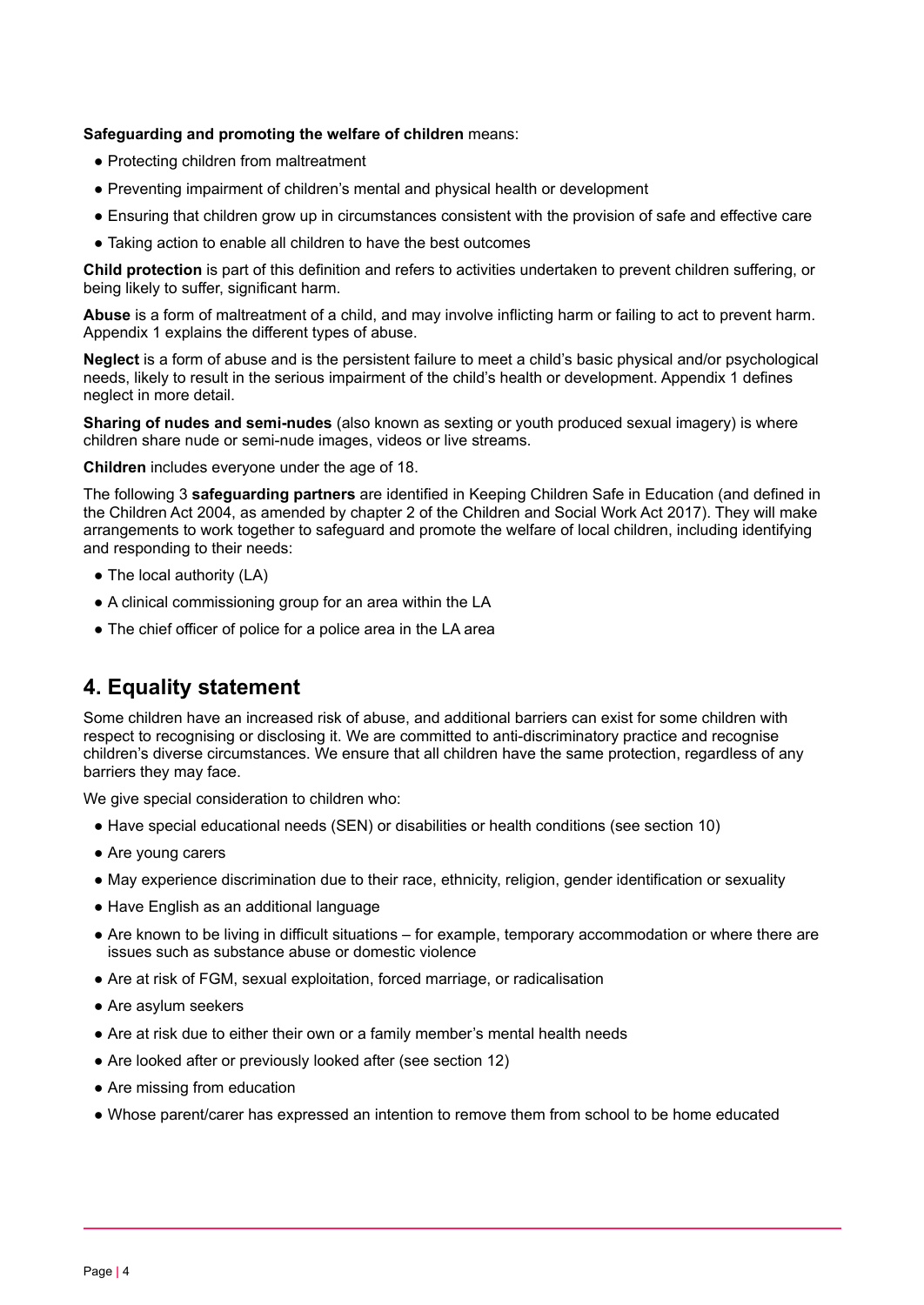**Safeguarding and promoting the welfare of children** means:

- Protecting children from maltreatment
- Preventing impairment of children's mental and physical health or development
- Ensuring that children grow up in circumstances consistent with the provision of safe and effective care
- Taking action to enable all children to have the best outcomes

**Child protection** is part of this definition and refers to activities undertaken to prevent children suffering, or being likely to suffer, significant harm.

**Abuse** is a form of maltreatment of a child, and may involve inflicting harm or failing to act to prevent harm. Appendix 1 explains the different types of abuse.

**Neglect** is a form of abuse and is the persistent failure to meet a child's basic physical and/or psychological needs, likely to result in the serious impairment of the child's health or development. Appendix 1 defines neglect in more detail.

**Sharing of nudes and semi-nudes** (also known as sexting or youth produced sexual imagery) is where children share nude or semi-nude images, videos or live streams.

**Children** includes everyone under the age of 18.

The following 3 **safeguarding partners** are identified in Keeping Children Safe in Education (and defined in the Children Act 2004, as amended by chapter 2 of the Children and Social Work Act 2017). They will make arrangements to work together to safeguard and promote the welfare of local children, including identifying and responding to their needs:

- The local authority (LA)
- A clinical commissioning group for an area within the LA
- The chief officer of police for a police area in the LA area

## 4. Equality statement

Some children have an increased risk of abuse, and additional barriers can exist for some children with respect to recognising or disclosing it. We are committed to anti-discriminatory practice and recognise children's diverse circumstances. We ensure that all children have the same protection, regardless of any barriers they may face.

We give special consideration to children who:

- Have special educational needs (SEN) or disabilities or health conditions (see section 10)
- Are young carers
- May experience discrimination due to their race, ethnicity, religion, gender identification or sexuality
- Have English as an additional language
- Are known to be living in difficult situations – for example, temporary accommodation or where there are issues such as substance abuse or domestic violence
- Are at risk of FGM, sexual exploitation, forced marriage, or radicalisation
- Are asylum seekers
- Are at risk due to either their own or a family member's mental health needs
- Are looked after or previously looked after (see section 12)
- Are missing from education
- Whose parent/carer has expressed an intention to remove them from school to be home educated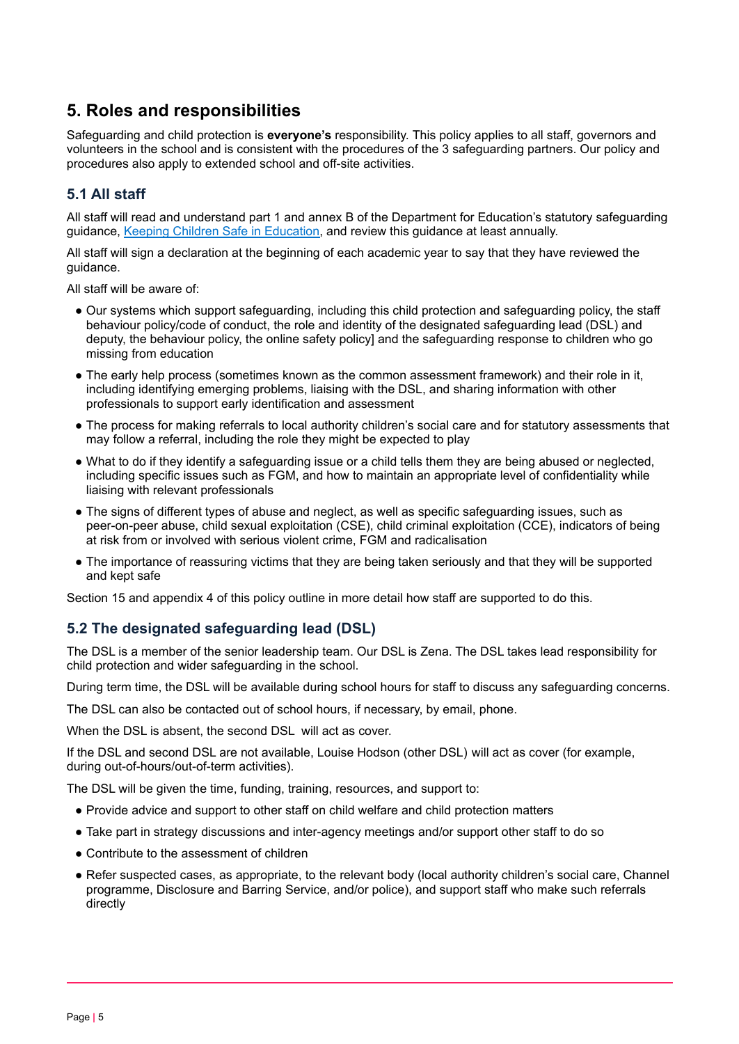## 5. Roles and responsibilities

Safeguarding and child protection is **everyone's** responsibility. This policy applies to all staff, governors and volunteers in the school and is consistent with the procedures of the 3 safeguarding partners. Our policy and procedures also apply to extended school and off-site activities.

### 5.1 All staff

All staff will read and understand part 1 and annex B of the Department for Education's statutory safeguarding guidance, [Keeping Children Safe in Education](), and review this guidance at least annually.

All staff will sign a declaration at the beginning of each academic year to say that they have reviewed the guidance.

All staff will be aware of:

- Our systems which support safeguarding, including this child protection and safeguarding policy, the staff behaviour policy/code of conduct, the role and identity of the designated safeguarding lead (DSL) and deputy, the behaviour policy, the online safety policy] and the safeguarding response to children who go missing from education
- The early help process (sometimes known as the common assessment framework) and their role in it, including identifying emerging problems, liaising with the DSL, and sharing information with other professionals to support early identification and assessment
- The process for making referrals to local authority children's social care and for statutory assessments that may follow a referral, including the role they might be expected to play
- What to do if they identify a safeguarding issue or a child tells them they are being abused or neglected, including specific issues such as FGM, and how to maintain an appropriate level of confidentiality while liaising with relevant professionals
- The signs of different types of abuse and neglect, as well as specific safeguarding issues, such as peer-on-peer abuse, child sexual exploitation (CSE), child criminal exploitation (CCE), indicators of being at risk from or involved with serious violent crime, FGM and radicalisation
- The importance of reassuring victims that they are being taken seriously and that they will be supported and kept safe

Section 15 and appendix 4 of this policy outline in more detail how staff are supported to do this.

### 5.2 The designated safeguarding lead (DSL)

The DSL is a member of the senior leadership team. Our DSL is Zena. The DSL takes lead responsibility for child protection and wider safeguarding in the school.

During term time, the DSL will be available during school hours for staff to discuss any safeguarding concerns.

The DSL can also be contacted out of school hours, if necessary, by email, phone.

When the DSL is absent, the second DSL will act as cover.

If the DSL and second DSL are not available, Louise Hodson (other DSL) will act as cover (for example, during out-of-hours/out-of-term activities).

The DSL will be given the time, funding, training, resources, and support to:

- Provide advice and support to other staff on child welfare and child protection matters
- Take part in strategy discussions and inter-agency meetings and/or support other staff to do so
- Contribute to the assessment of children
- Refer suspected cases, as appropriate, to the relevant body (local authority children's social care, Channel programme, Disclosure and Barring Service, and/or police), and support staff who make such referrals directly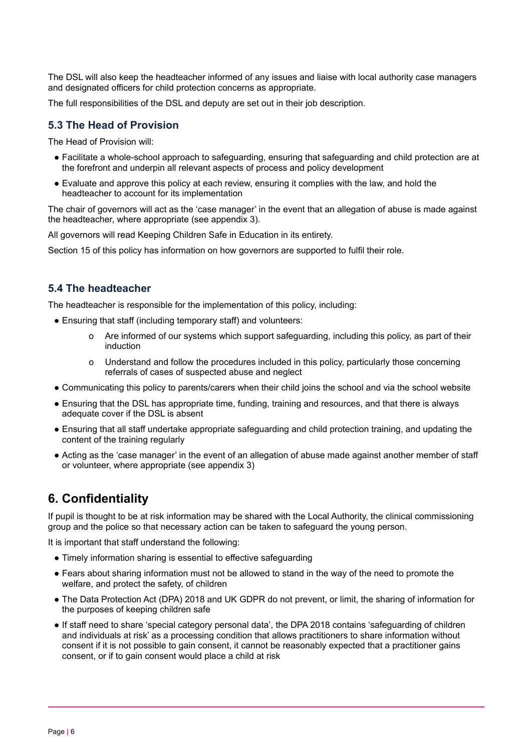The DSL will also keep the headteacher informed of any issues and liaise with local authority case managers and designated officers for child protection concerns as appropriate.

The full responsibilities of the DSL and deputy are set out in their job description.

### 5.3 The Head of Provision

The Head of Provision will:

- Facilitate a whole-school approach to safeguarding, ensuring that safeguarding and child protection are at the forefront and underpin all relevant aspects of process and policy development
- Evaluate and approve this policy at each review, ensuring it complies with the law, and hold the headteacher to account for its implementation

The chair of governors will act as the 'case manager' in the event that an allegation of abuse is made against the headteacher, where appropriate (see appendix 3).

All governors will read Keeping Children Safe in Education in its entirety.

Section 15 of this policy has information on how governors are supported to fulfil their role.

### 5.4 The headteacher

The headteacher is responsible for the implementation of this policy, including:

- Ensuring that staff (including temporary staff) and volunteers:
  - Are informed of our systems which support safeguarding, including this policy, as part of their induction
  - Understand and follow the procedures included in this policy, particularly those concerning referrals of cases of suspected abuse and neglect
- Communicating this policy to parents/carers when their child joins the school and via the school website
- Ensuring that the DSL has appropriate time, funding, training and resources, and that there is always adequate cover if the DSL is absent
- Ensuring that all staff undertake appropriate safeguarding and child protection training, and updating the content of the training regularly
- Acting as the 'case manager' in the event of an allegation of abuse made against another member of staff or volunteer, where appropriate (see appendix 3)

## 6. Confidentiality

If pupil is thought to be at risk information may be shared with the Local Authority, the clinical commissioning group and the police so that necessary action can be taken to safeguard the young person.

It is important that staff understand the following:

- Timely information sharing is essential to effective safeguarding
- Fears about sharing information must not be allowed to stand in the way of the need to promote the welfare, and protect the safety, of children
- The Data Protection Act (DPA) 2018 and UK GDPR do not prevent, or limit, the sharing of information for the purposes of keeping children safe
- If staff need to share 'special category personal data', the DPA 2018 contains 'safeguarding of children and individuals at risk' as a processing condition that allows practitioners to share information without consent if it is not possible to gain consent, it cannot be reasonably expected that a practitioner gains consent, or if to gain consent would place a child at risk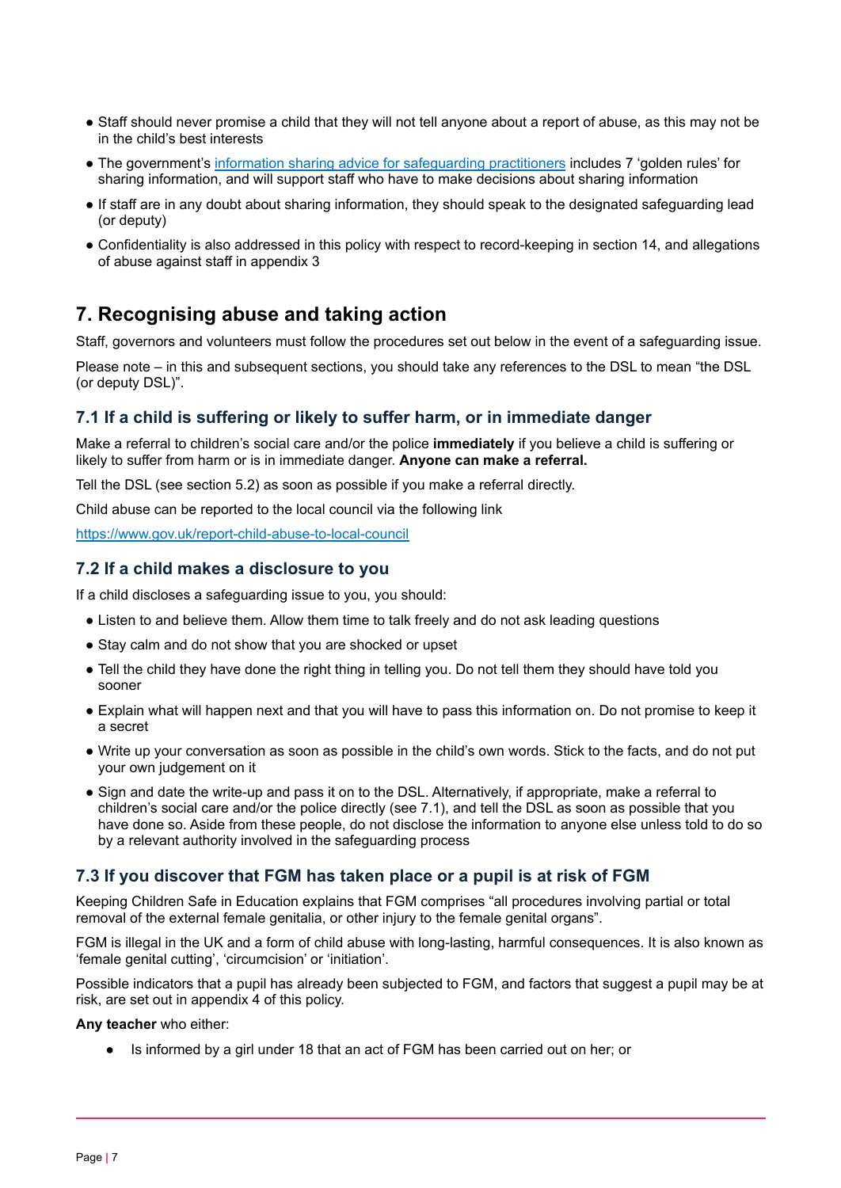- Staff should never promise a child that they will not tell anyone about a report of abuse, as this may not be in the child's best interests
- The government's [information sharing advice for safeguarding practitioners](#) includes 7 'golden rules' for sharing information, and will support staff who have to make decisions about sharing information
- If staff are in any doubt about sharing information, they should speak to the designated safeguarding lead (or deputy)
- Confidentiality is also addressed in this policy with respect to record-keeping in section 14, and allegations of abuse against staff in appendix 3

## 7. Recognising abuse and taking action

Staff, governors and volunteers must follow the procedures set out below in the event of a safeguarding issue.

Please note – in this and subsequent sections, you should take any references to the DSL to mean "the DSL (or deputy DSL)".

### 7.1 If a child is suffering or likely to suffer harm, or in immediate danger

Make a referral to children's social care and/or the police **immediately** if you believe a child is suffering or likely to suffer from harm or is in immediate danger. **Anyone can make a referral.**

Tell the DSL (see section 5.2) as soon as possible if you make a referral directly.

Child abuse can be reported to the local council via the following link

https://www.gov.uk/report-child-abuse-to-local-council

### 7.2 If a child makes a disclosure to you

If a child discloses a safeguarding issue to you, you should:

- Listen to and believe them. Allow them time to talk freely and do not ask leading questions
- Stay calm and do not show that you are shocked or upset
- Tell the child they have done the right thing in telling you. Do not tell them they should have told you sooner
- Explain what will happen next and that you will have to pass this information on. Do not promise to keep it a secret
- Write up your conversation as soon as possible in the child's own words. Stick to the facts, and do not put your own judgement on it
- Sign and date the write-up and pass it on to the DSL. Alternatively, if appropriate, make a referral to children's social care and/or the police directly (see 7.1), and tell the DSL as soon as possible that you have done so. Aside from these people, do not disclose the information to anyone else unless told to do so by a relevant authority involved in the safeguarding process

### 7.3 If you discover that FGM has taken place or a pupil is at risk of FGM

Keeping Children Safe in Education explains that FGM comprises "all procedures involving partial or total removal of the external female genitalia, or other injury to the female genital organs".

FGM is illegal in the UK and a form of child abuse with long-lasting, harmful consequences. It is also known as 'female genital cutting', 'circumcision' or 'initiation'.

Possible indicators that a pupil has already been subjected to FGM, and factors that suggest a pupil may be at risk, are set out in appendix 4 of this policy.

**Any teacher** who either:

- Is informed by a girl under 18 that an act of FGM has been carried out on her; or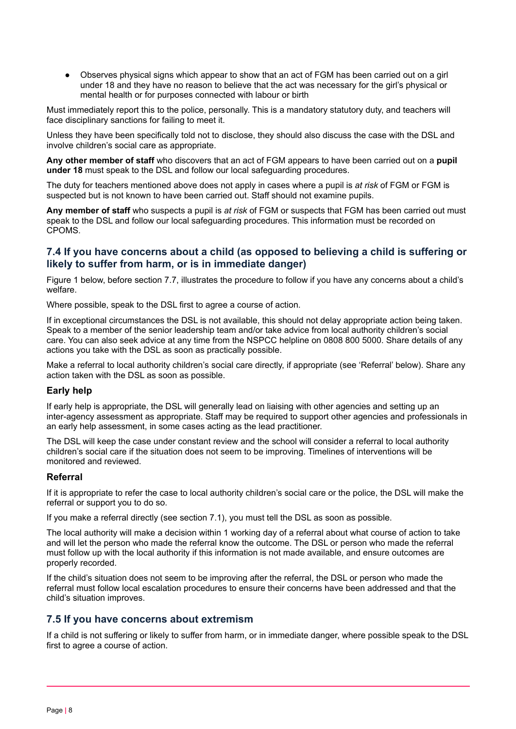- Observes physical signs which appear to show that an act of FGM has been carried out on a girl under 18 and they have no reason to believe that the act was necessary for the girl's physical or mental health or for purposes connected with labour or birth

Must immediately report this to the police, personally. This is a mandatory statutory duty, and teachers will face disciplinary sanctions for failing to meet it.

Unless they have been specifically told not to disclose, they should also discuss the case with the DSL and involve children's social care as appropriate.

**Any other member of staff** who discovers that an act of FGM appears to have been carried out on a **pupil under 18** must speak to the DSL and follow our local safeguarding procedures.

The duty for teachers mentioned above does not apply in cases where a pupil is *at risk* of FGM or FGM is suspected but is not known to have been carried out. Staff should not examine pupils.

**Any member of staff** who suspects a pupil is *at risk* of FGM or suspects that FGM has been carried out must speak to the DSL and follow our local safeguarding procedures. This information must be recorded on CPOMS.

### 7.4 If you have concerns about a child (as opposed to believing a child is suffering or likely to suffer from harm, or is in immediate danger)

Figure 1 below, before section 7.7, illustrates the procedure to follow if you have any concerns about a child's welfare.

Where possible, speak to the DSL first to agree a course of action.

If in exceptional circumstances the DSL is not available, this should not delay appropriate action being taken. Speak to a member of the senior leadership team and/or take advice from local authority children's social care. You can also seek advice at any time from the NSPCC helpline on 0808 800 5000. Share details of any actions you take with the DSL as soon as practically possible.

Make a referral to local authority children's social care directly, if appropriate (see 'Referral' below). Share any action taken with the DSL as soon as possible.

#### Early help

If early help is appropriate, the DSL will generally lead on liaising with other agencies and setting up an inter-agency assessment as appropriate. Staff may be required to support other agencies and professionals in an early help assessment, in some cases acting as the lead practitioner.

The DSL will keep the case under constant review and the school will consider a referral to local authority children's social care if the situation does not seem to be improving. Timelines of interventions will be monitored and reviewed.

#### Referral

If it is appropriate to refer the case to local authority children's social care or the police, the DSL will make the referral or support you to do so.

If you make a referral directly (see section 7.1), you must tell the DSL as soon as possible.

The local authority will make a decision within 1 working day of a referral about what course of action to take and will let the person who made the referral know the outcome. The DSL or person who made the referral must follow up with the local authority if this information is not made available, and ensure outcomes are properly recorded.

If the child's situation does not seem to be improving after the referral, the DSL or person who made the referral must follow local escalation procedures to ensure their concerns have been addressed and that the child's situation improves.

### 7.5 If you have concerns about extremism

If a child is not suffering or likely to suffer from harm, or in immediate danger, where possible speak to the DSL first to agree a course of action.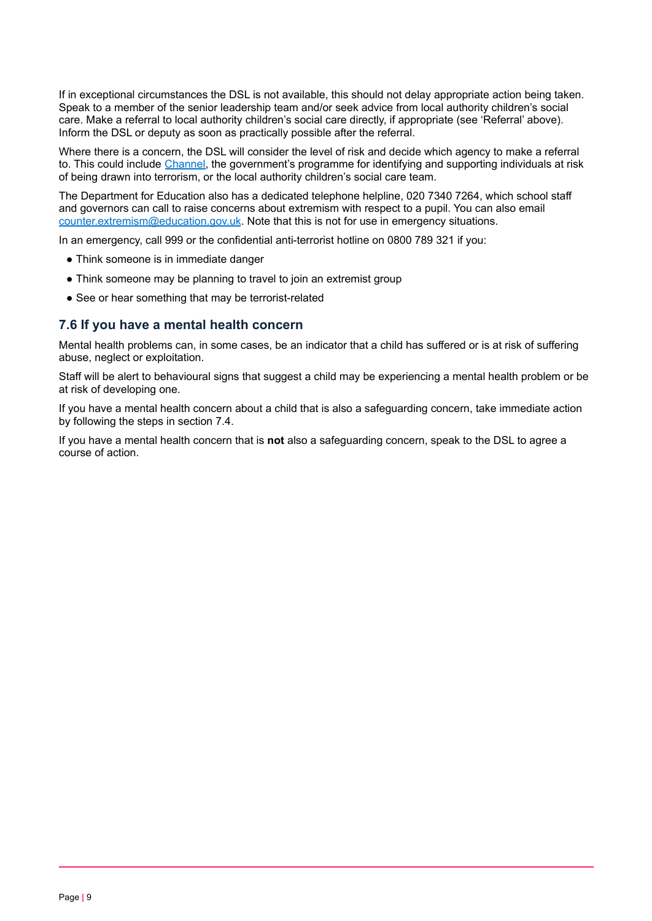If in exceptional circumstances the DSL is not available, this should not delay appropriate action being taken. Speak to a member of the senior leadership team and/or seek advice from local authority children's social care. Make a referral to local authority children's social care directly, if appropriate (see 'Referral' above). Inform the DSL or deputy as soon as practically possible after the referral.

Where there is a concern, the DSL will consider the level of risk and decide which agency to make a referral to. This could include [Channel](), the government's programme for identifying and supporting individuals at risk of being drawn into terrorism, or the local authority children's social care team.

The Department for Education also has a dedicated telephone helpline, 020 7340 7264, which school staff and governors can call to raise concerns about extremism with respect to a pupil. You can also email [counter.extremism@education.gov.uk](mailto:counter.extremism@education.gov.uk). Note that this is not for use in emergency situations.

In an emergency, call 999 or the confidential anti-terrorist hotline on 0800 789 321 if you:

- Think someone is in immediate danger
- Think someone may be planning to travel to join an extremist group
- See or hear something that may be terrorist-related

### 7.6 If you have a mental health concern

Mental health problems can, in some cases, be an indicator that a child has suffered or is at risk of suffering abuse, neglect or exploitation.

Staff will be alert to behavioural signs that suggest a child may be experiencing a mental health problem or be at risk of developing one.

If you have a mental health concern about a child that is also a safeguarding concern, take immediate action by following the steps in section 7.4.

If you have a mental health concern that is **not** also a safeguarding concern, speak to the DSL to agree a course of action.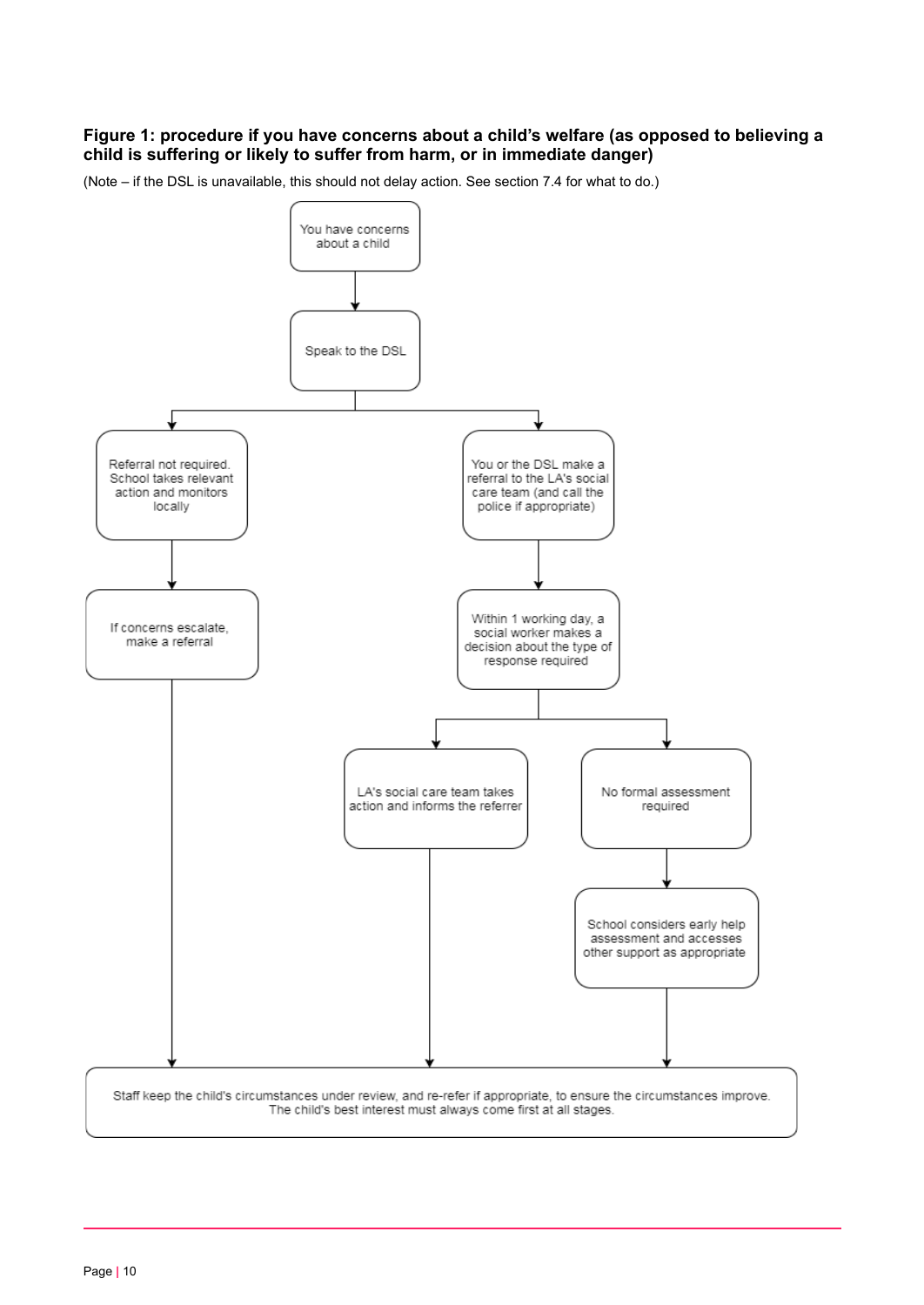**Figure 1: procedure if you have concerns about a child's welfare (as opposed to believing a child is suffering or likely to suffer from harm, or in immediate danger)**

(Note – if the DSL is unavailable, this should not delay action. See section 7.4 for what to do.)

You have concerns about a child

Speak to the DSL

Referral not required. School takes relevant action and monitors locally

If concerns escalate, make a referral

You or the DSL make a referral to the LA's social care team (and call the police if appropriate)

Within 1 working day, a social worker makes a decision about the type of response required

LA's social care team takes action and informs the referrer

No formal assessment required

School considers early help assessment and accesses other support as appropriate

Staff keep the child's circumstances under review, and re-refer if appropriate, to ensure the circumstances improve. The child's best interest must always come first at all stages.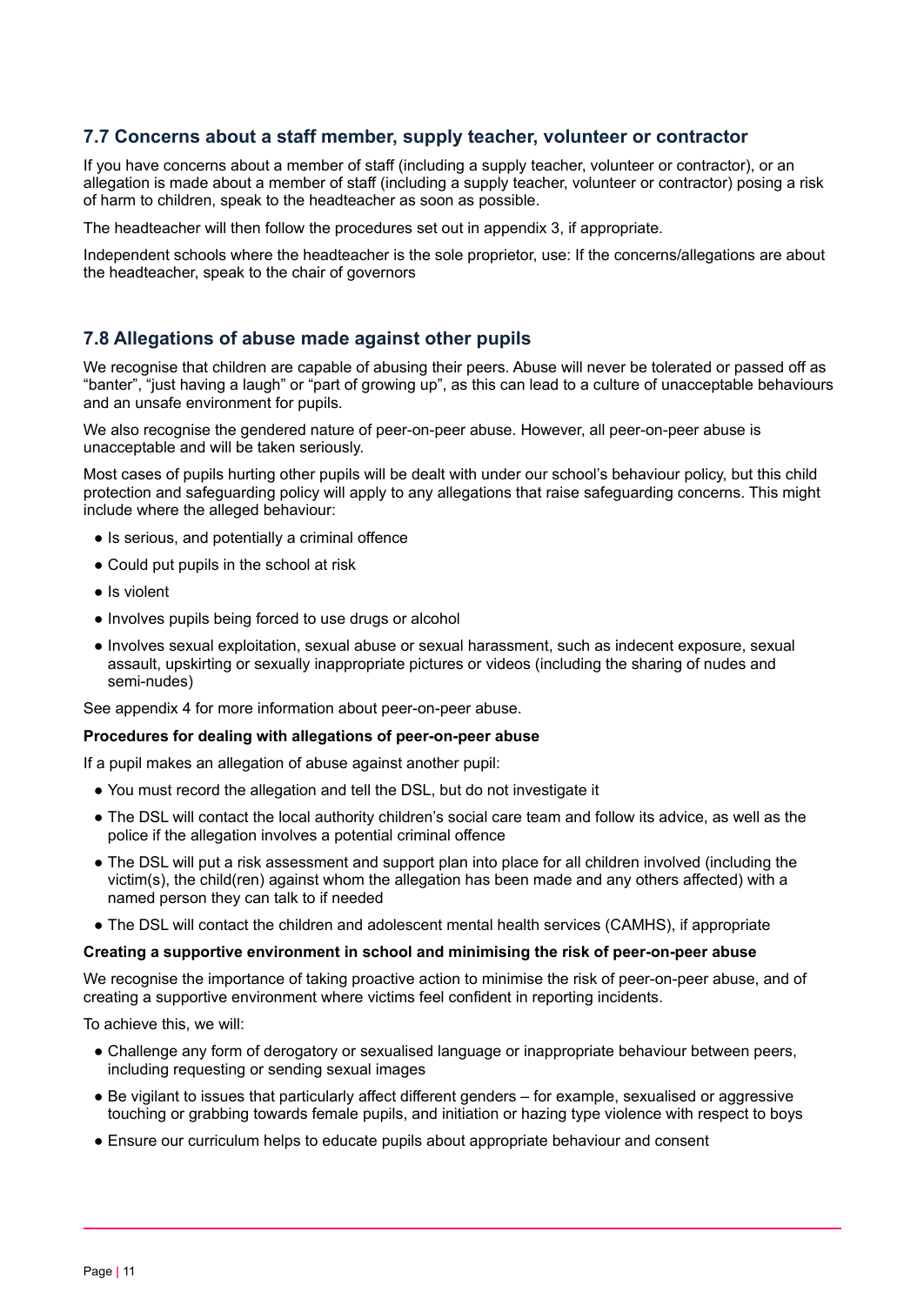### 7.7 Concerns about a staff member, supply teacher, volunteer or contractor

If you have concerns about a member of staff (including a supply teacher, volunteer or contractor), or an allegation is made about a member of staff (including a supply teacher, volunteer or contractor) posing a risk of harm to children, speak to the headteacher as soon as possible.

The headteacher will then follow the procedures set out in appendix 3, if appropriate.

Independent schools where the headteacher is the sole proprietor, use: If the concerns/allegations are about the headteacher, speak to the chair of governors

### 7.8 Allegations of abuse made against other pupils

We recognise that children are capable of abusing their peers. Abuse will never be tolerated or passed off as "banter", "just having a laugh" or "part of growing up", as this can lead to a culture of unacceptable behaviours and an unsafe environment for pupils.

We also recognise the gendered nature of peer-on-peer abuse. However, all peer-on-peer abuse is unacceptable and will be taken seriously.

Most cases of pupils hurting other pupils will be dealt with under our school's behaviour policy, but this child protection and safeguarding policy will apply to any allegations that raise safeguarding concerns. This might include where the alleged behaviour:

- Is serious, and potentially a criminal offence
- Could put pupils in the school at risk
- Is violent
- Involves pupils being forced to use drugs or alcohol
- Involves sexual exploitation, sexual abuse or sexual harassment, such as indecent exposure, sexual assault, upskirting or sexually inappropriate pictures or videos (including the sharing of nudes and semi-nudes)

See appendix 4 for more information about peer-on-peer abuse.

**Procedures for dealing with allegations of peer-on-peer abuse**

If a pupil makes an allegation of abuse against another pupil:

- You must record the allegation and tell the DSL, but do not investigate it
- The DSL will contact the local authority children's social care team and follow its advice, as well as the police if the allegation involves a potential criminal offence
- The DSL will put a risk assessment and support plan into place for all children involved (including the victim(s), the child(ren) against whom the allegation has been made and any others affected) with a named person they can talk to if needed
- The DSL will contact the children and adolescent mental health services (CAMHS), if appropriate

**Creating a supportive environment in school and minimising the risk of peer-on-peer abuse**

We recognise the importance of taking proactive action to minimise the risk of peer-on-peer abuse, and of creating a supportive environment where victims feel confident in reporting incidents.

To achieve this, we will:

- Challenge any form of derogatory or sexualised language or inappropriate behaviour between peers, including requesting or sending sexual images
- Be vigilant to issues that particularly affect different genders – for example, sexualised or aggressive touching or grabbing towards female pupils, and initiation or hazing type violence with respect to boys
- Ensure our curriculum helps to educate pupils about appropriate behaviour and consent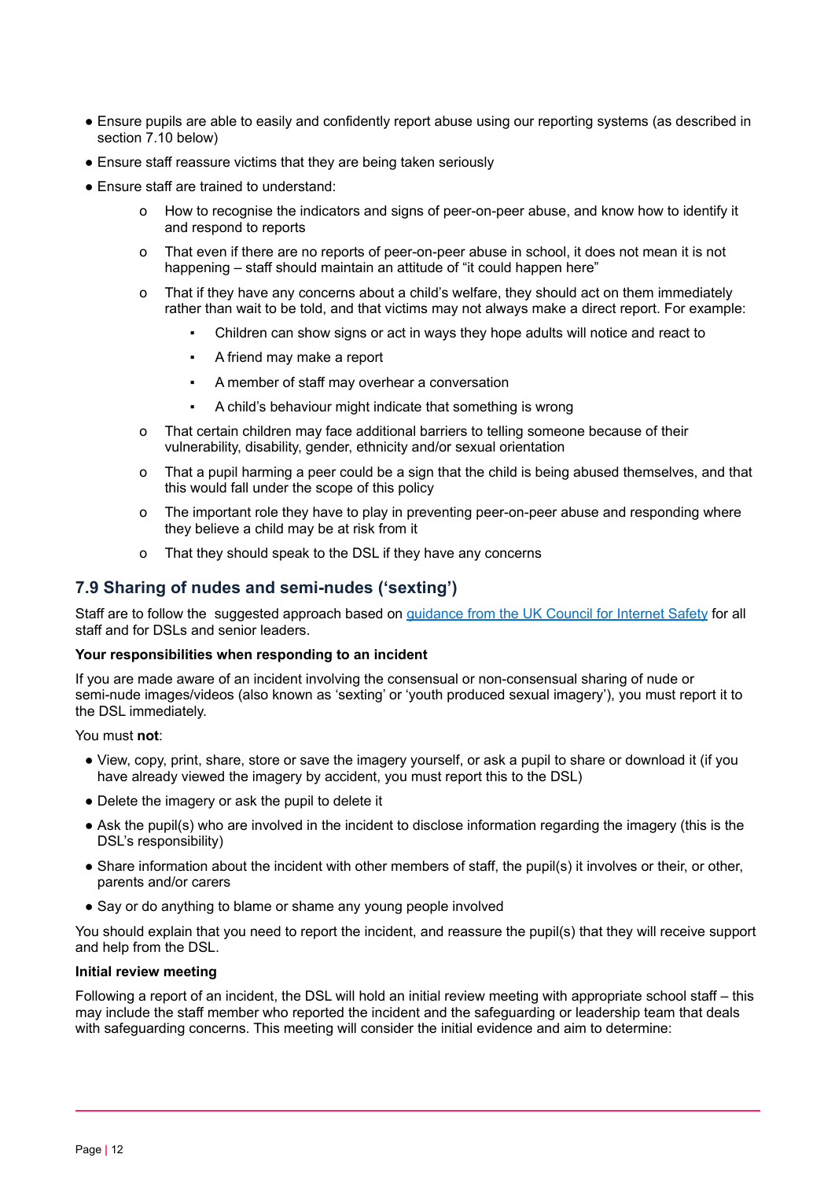- Ensure pupils are able to easily and confidently report abuse using our reporting systems (as described in section 7.10 below)
- Ensure staff reassure victims that they are being taken seriously
- Ensure staff are trained to understand:
    - How to recognise the indicators and signs of peer-on-peer abuse, and know how to identify it and respond to reports
    - That even if there are no reports of peer-on-peer abuse in school, it does not mean it is not happening – staff should maintain an attitude of "it could happen here"
    - That if they have any concerns about a child's welfare, they should act on them immediately rather than wait to be told, and that victims may not always make a direct report. For example:
        - Children can show signs or act in ways they hope adults will notice and react to
        - A friend may make a report
        - A member of staff may overhear a conversation
        - A child's behaviour might indicate that something is wrong
    - That certain children may face additional barriers to telling someone because of their vulnerability, disability, gender, ethnicity and/or sexual orientation
    - That a pupil harming a peer could be a sign that the child is being abused themselves, and that this would fall under the scope of this policy
    - The important role they have to play in preventing peer-on-peer abuse and responding where they believe a child may be at risk from it
    - That they should speak to the DSL if they have any concerns

## 7.9 Sharing of nudes and semi-nudes ('sexting')

Staff are to follow the suggested approach based on [guidance from the UK Council for Internet Safety]() for all staff and for DSLs and senior leaders.

**Your responsibilities when responding to an incident**

If you are made aware of an incident involving the consensual or non-consensual sharing of nude or semi-nude images/videos (also known as 'sexting' or 'youth produced sexual imagery'), you must report it to the DSL immediately.

You must **not**:

- View, copy, print, share, store or save the imagery yourself, or ask a pupil to share or download it (if you have already viewed the imagery by accident, you must report this to the DSL)
- Delete the imagery or ask the pupil to delete it
- Ask the pupil(s) who are involved in the incident to disclose information regarding the imagery (this is the DSL's responsibility)
- Share information about the incident with other members of staff, the pupil(s) it involves or their, or other, parents and/or carers
- Say or do anything to blame or shame any young people involved

You should explain that you need to report the incident, and reassure the pupil(s) that they will receive support and help from the DSL.

**Initial review meeting**

Following a report of an incident, the DSL will hold an initial review meeting with appropriate school staff – this may include the staff member who reported the incident and the safeguarding or leadership team that deals with safeguarding concerns. This meeting will consider the initial evidence and aim to determine: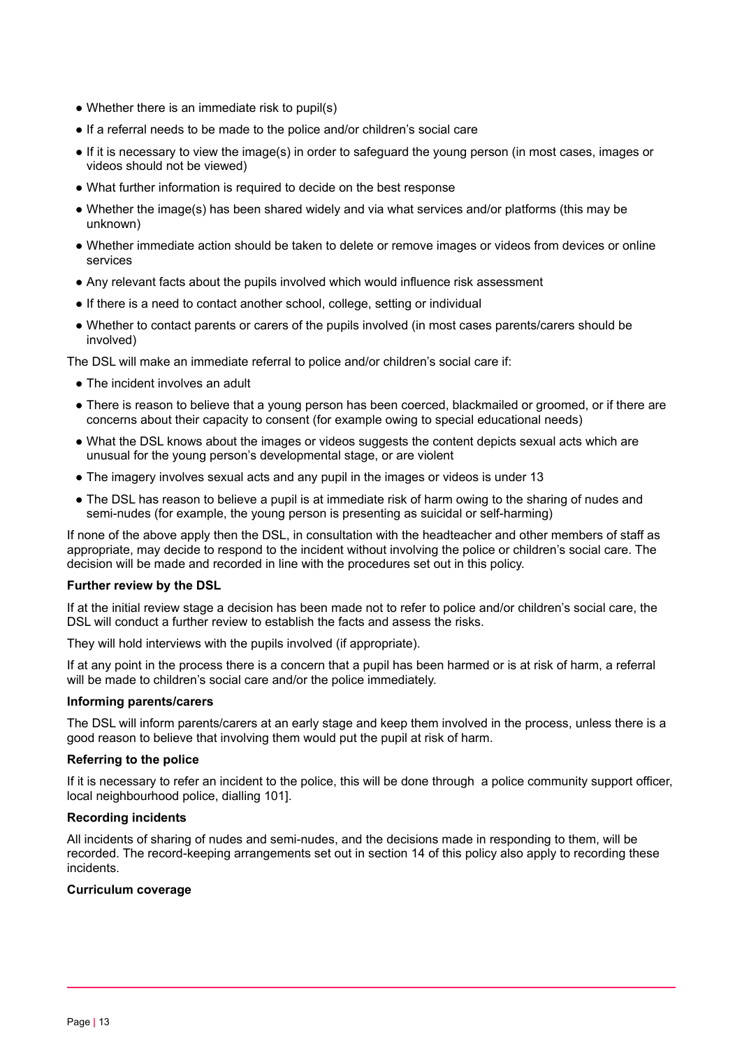- Whether there is an immediate risk to pupil(s)
- If a referral needs to be made to the police and/or children's social care
- If it is necessary to view the image(s) in order to safeguard the young person (in most cases, images or videos should not be viewed)
- What further information is required to decide on the best response
- Whether the image(s) has been shared widely and via what services and/or platforms (this may be unknown)
- Whether immediate action should be taken to delete or remove images or videos from devices or online services
- Any relevant facts about the pupils involved which would influence risk assessment
- If there is a need to contact another school, college, setting or individual
- Whether to contact parents or carers of the pupils involved (in most cases parents/carers should be involved)

The DSL will make an immediate referral to police and/or children's social care if:

- The incident involves an adult
- There is reason to believe that a young person has been coerced, blackmailed or groomed, or if there are concerns about their capacity to consent (for example owing to special educational needs)
- What the DSL knows about the images or videos suggests the content depicts sexual acts which are unusual for the young person's developmental stage, or are violent
- The imagery involves sexual acts and any pupil in the images or videos is under 13
- The DSL has reason to believe a pupil is at immediate risk of harm owing to the sharing of nudes and semi-nudes (for example, the young person is presenting as suicidal or self-harming)

If none of the above apply then the DSL, in consultation with the headteacher and other members of staff as appropriate, may decide to respond to the incident without involving the police or children's social care. The decision will be made and recorded in line with the procedures set out in this policy.

**Further review by the DSL**

If at the initial review stage a decision has been made not to refer to police and/or children's social care, the DSL will conduct a further review to establish the facts and assess the risks.

They will hold interviews with the pupils involved (if appropriate).

If at any point in the process there is a concern that a pupil has been harmed or is at risk of harm, a referral will be made to children's social care and/or the police immediately.

**Informing parents/carers**

The DSL will inform parents/carers at an early stage and keep them involved in the process, unless there is a good reason to believe that involving them would put the pupil at risk of harm.

**Referring to the police**

If it is necessary to refer an incident to the police, this will be done through  a police community support officer, local neighbourhood police, dialling 101].

**Recording incidents**

All incidents of sharing of nudes and semi-nudes, and the decisions made in responding to them, will be recorded. The record-keeping arrangements set out in section 14 of this policy also apply to recording these incidents.

**Curriculum coverage**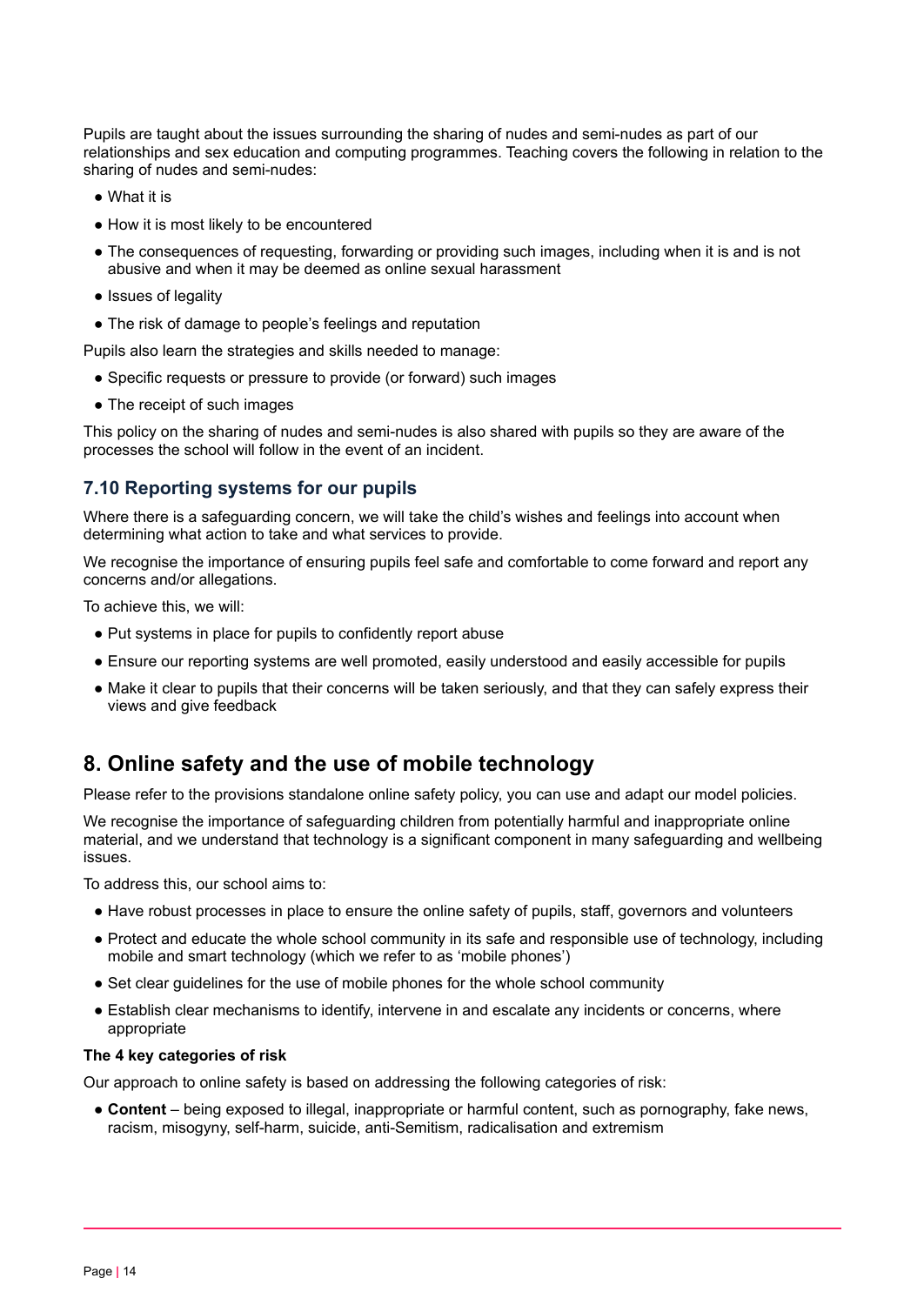Pupils are taught about the issues surrounding the sharing of nudes and semi-nudes as part of our relationships and sex education and computing programmes. Teaching covers the following in relation to the sharing of nudes and semi-nudes:

- What it is
- How it is most likely to be encountered
- The consequences of requesting, forwarding or providing such images, including when it is and is not abusive and when it may be deemed as online sexual harassment
- Issues of legality
- The risk of damage to people's feelings and reputation

Pupils also learn the strategies and skills needed to manage:

- Specific requests or pressure to provide (or forward) such images
- The receipt of such images

This policy on the sharing of nudes and semi-nudes is also shared with pupils so they are aware of the processes the school will follow in the event of an incident.

### 7.10 Reporting systems for our pupils

Where there is a safeguarding concern, we will take the child's wishes and feelings into account when determining what action to take and what services to provide.

We recognise the importance of ensuring pupils feel safe and comfortable to come forward and report any concerns and/or allegations.

To achieve this, we will:

- Put systems in place for pupils to confidently report abuse
- Ensure our reporting systems are well promoted, easily understood and easily accessible for pupils
- Make it clear to pupils that their concerns will be taken seriously, and that they can safely express their views and give feedback

## 8. Online safety and the use of mobile technology

Please refer to the provisions standalone online safety policy, you can use and adapt our model policies.

We recognise the importance of safeguarding children from potentially harmful and inappropriate online material, and we understand that technology is a significant component in many safeguarding and wellbeing issues.

To address this, our school aims to:

- Have robust processes in place to ensure the online safety of pupils, staff, governors and volunteers
- Protect and educate the whole school community in its safe and responsible use of technology, including mobile and smart technology (which we refer to as 'mobile phones')
- Set clear guidelines for the use of mobile phones for the whole school community
- Establish clear mechanisms to identify, intervene in and escalate any incidents or concerns, where appropriate

**The 4 key categories of risk**

Our approach to online safety is based on addressing the following categories of risk:

- **Content** – being exposed to illegal, inappropriate or harmful content, such as pornography, fake news, racism, misogyny, self-harm, suicide, anti-Semitism, radicalisation and extremism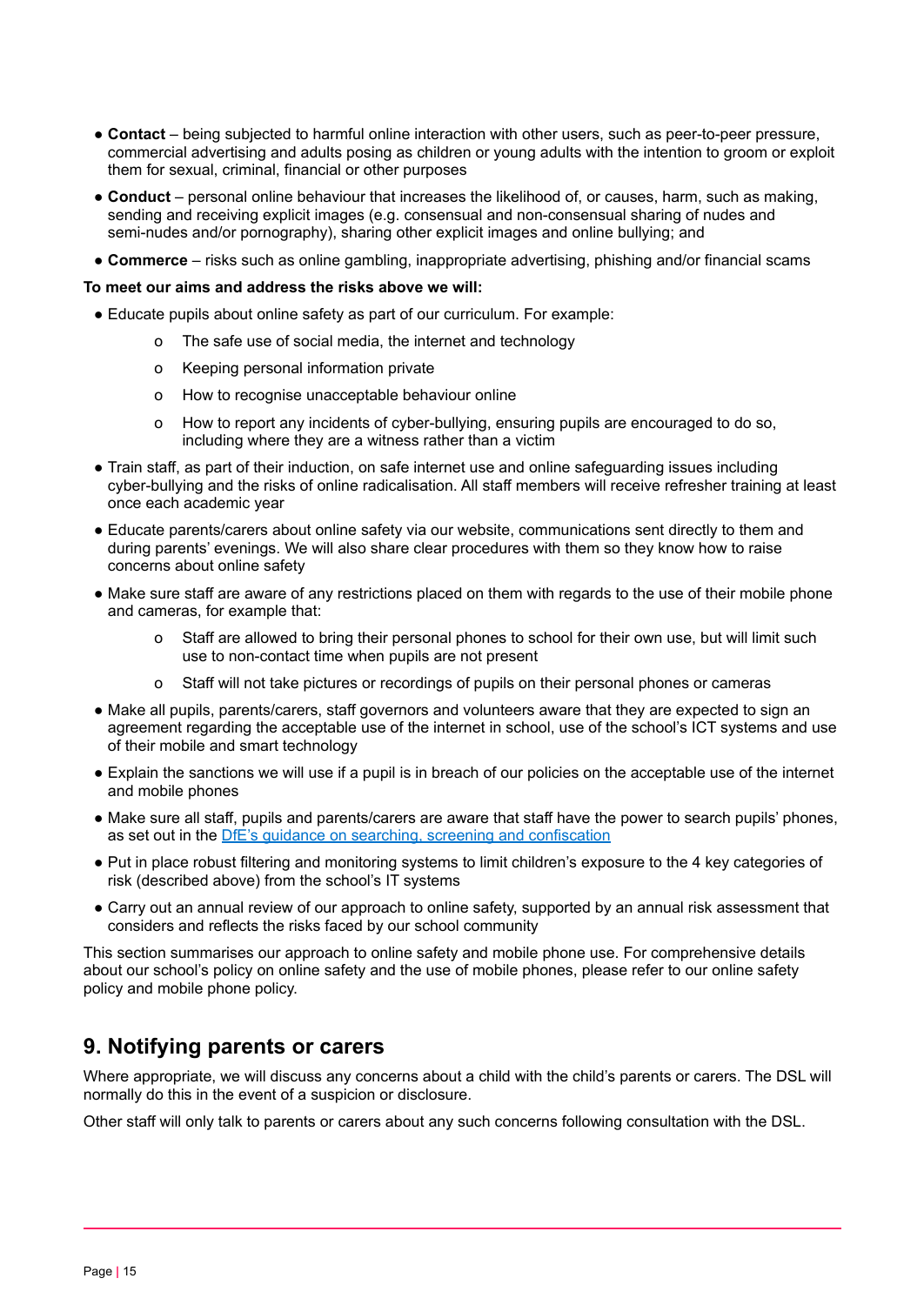- **Contact** – being subjected to harmful online interaction with other users, such as peer-to-peer pressure, commercial advertising and adults posing as children or young adults with the intention to groom or exploit them for sexual, criminal, financial or other purposes
- **Conduct** – personal online behaviour that increases the likelihood of, or causes, harm, such as making, sending and receiving explicit images (e.g. consensual and non-consensual sharing of nudes and semi-nudes and/or pornography), sharing other explicit images and online bullying; and
- **Commerce** – risks such as online gambling, inappropriate advertising, phishing and/or financial scams

**To meet our aims and address the risks above we will:**

- Educate pupils about online safety as part of our curriculum. For example:
    - The safe use of social media, the internet and technology
    - Keeping personal information private
    - How to recognise unacceptable behaviour online
    - How to report any incidents of cyber-bullying, ensuring pupils are encouraged to do so, including where they are a witness rather than a victim
- Train staff, as part of their induction, on safe internet use and online safeguarding issues including cyber-bullying and the risks of online radicalisation. All staff members will receive refresher training at least once each academic year
- Educate parents/carers about online safety via our website, communications sent directly to them and during parents' evenings. We will also share clear procedures with them so they know how to raise concerns about online safety
- Make sure staff are aware of any restrictions placed on them with regards to the use of their mobile phone and cameras, for example that:
    - Staff are allowed to bring their personal phones to school for their own use, but will limit such use to non-contact time when pupils are not present
    - Staff will not take pictures or recordings of pupils on their personal phones or cameras
- Make all pupils, parents/carers, staff governors and volunteers aware that they are expected to sign an agreement regarding the acceptable use of the internet in school, use of the school's ICT systems and use of their mobile and smart technology
- Explain the sanctions we will use if a pupil is in breach of our policies on the acceptable use of the internet and mobile phones
- Make sure all staff, pupils and parents/carers are aware that staff have the power to search pupils' phones, as set out in the DfE's guidance on searching, screening and confiscation
- Put in place robust filtering and monitoring systems to limit children's exposure to the 4 key categories of risk (described above) from the school's IT systems
- Carry out an annual review of our approach to online safety, supported by an annual risk assessment that considers and reflects the risks faced by our school community

This section summarises our approach to online safety and mobile phone use. For comprehensive details about our school's policy on online safety and the use of mobile phones, please refer to our online safety policy and mobile phone policy.

## 9. Notifying parents or carers

Where appropriate, we will discuss any concerns about a child with the child's parents or carers. The DSL will normally do this in the event of a suspicion or disclosure.

Other staff will only talk to parents or carers about any such concerns following consultation with the DSL.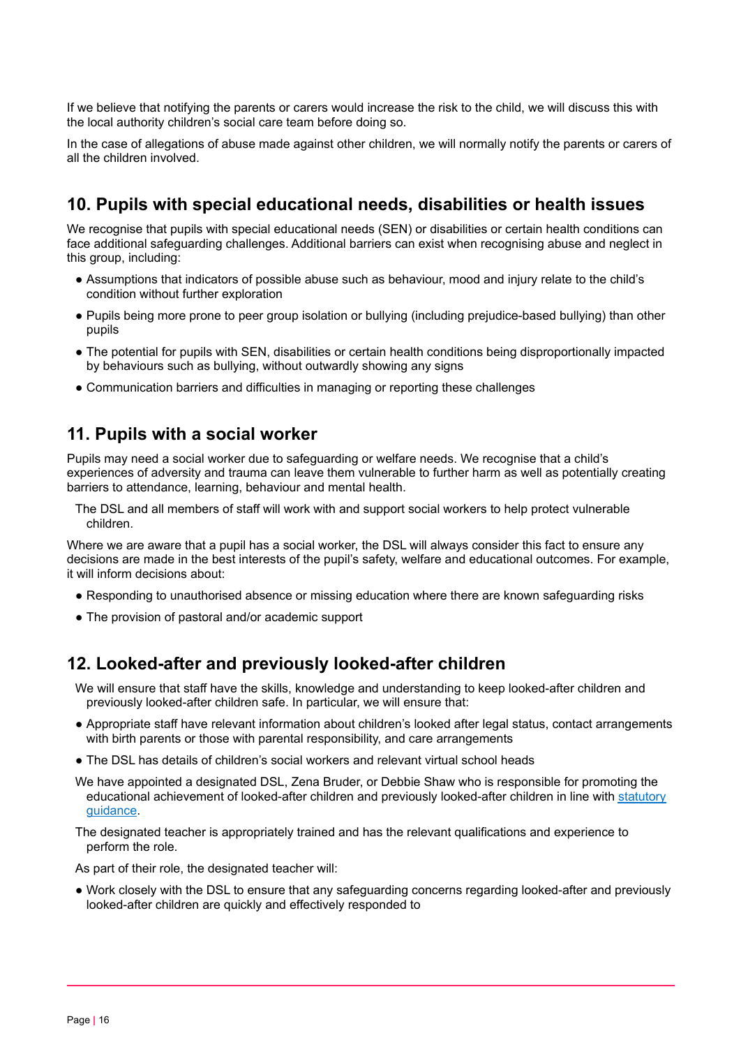If we believe that notifying the parents or carers would increase the risk to the child, we will discuss this with the local authority children's social care team before doing so.

In the case of allegations of abuse made against other children, we will normally notify the parents or carers of all the children involved.

## 10. Pupils with special educational needs, disabilities or health issues

We recognise that pupils with special educational needs (SEN) or disabilities or certain health conditions can face additional safeguarding challenges. Additional barriers can exist when recognising abuse and neglect in this group, including:

- Assumptions that indicators of possible abuse such as behaviour, mood and injury relate to the child's condition without further exploration
- Pupils being more prone to peer group isolation or bullying (including prejudice-based bullying) than other pupils
- The potential for pupils with SEN, disabilities or certain health conditions being disproportionally impacted by behaviours such as bullying, without outwardly showing any signs
- Communication barriers and difficulties in managing or reporting these challenges

## 11. Pupils with a social worker

Pupils may need a social worker due to safeguarding or welfare needs. We recognise that a child's experiences of adversity and trauma can leave them vulnerable to further harm as well as potentially creating barriers to attendance, learning, behaviour and mental health.

The DSL and all members of staff will work with and support social workers to help protect vulnerable children.

Where we are aware that a pupil has a social worker, the DSL will always consider this fact to ensure any decisions are made in the best interests of the pupil's safety, welfare and educational outcomes. For example, it will inform decisions about:

- Responding to unauthorised absence or missing education where there are known safeguarding risks
- The provision of pastoral and/or academic support

## 12. Looked-after and previously looked-after children

We will ensure that staff have the skills, knowledge and understanding to keep looked-after children and previously looked-after children safe. In particular, we will ensure that:

- Appropriate staff have relevant information about children's looked after legal status, contact arrangements with birth parents or those with parental responsibility, and care arrangements
- The DSL has details of children's social workers and relevant virtual school heads

We have appointed a designated DSL, Zena Bruder, or Debbie Shaw who is responsible for promoting the educational achievement of looked-after children and previously looked-after children in line with statutory guidance.

The designated teacher is appropriately trained and has the relevant qualifications and experience to perform the role.

As part of their role, the designated teacher will:

- Work closely with the DSL to ensure that any safeguarding concerns regarding looked-after and previously looked-after children are quickly and effectively responded to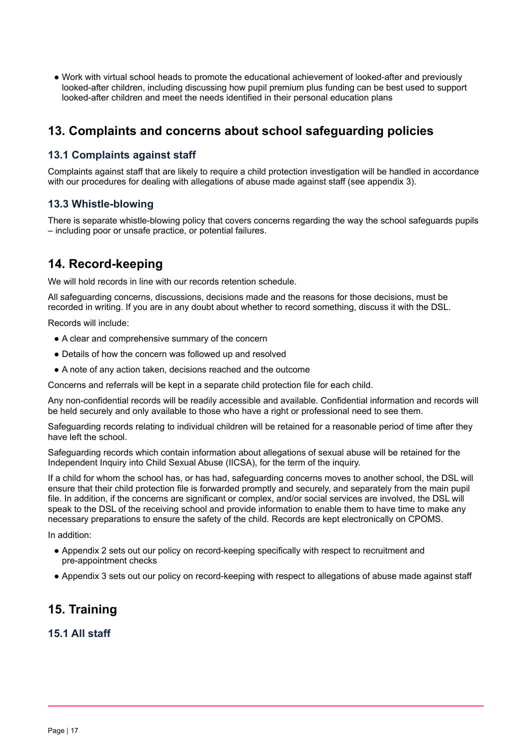- Work with virtual school heads to promote the educational achievement of looked-after and previously looked-after children, including discussing how pupil premium plus funding can be best used to support looked-after children and meet the needs identified in their personal education plans

## 13. Complaints and concerns about school safeguarding policies

### 13.1 Complaints against staff

Complaints against staff that are likely to require a child protection investigation will be handled in accordance with our procedures for dealing with allegations of abuse made against staff (see appendix 3).

### 13.3 Whistle-blowing

There is separate whistle-blowing policy that covers concerns regarding the way the school safeguards pupils – including poor or unsafe practice, or potential failures.

## 14. Record-keeping

We will hold records in line with our records retention schedule.

All safeguarding concerns, discussions, decisions made and the reasons for those decisions, must be recorded in writing. If you are in any doubt about whether to record something, discuss it with the DSL.

Records will include:

- A clear and comprehensive summary of the concern
- Details of how the concern was followed up and resolved
- A note of any action taken, decisions reached and the outcome

Concerns and referrals will be kept in a separate child protection file for each child.

Any non-confidential records will be readily accessible and available. Confidential information and records will be held securely and only available to those who have a right or professional need to see them.

Safeguarding records relating to individual children will be retained for a reasonable period of time after they have left the school.

Safeguarding records which contain information about allegations of sexual abuse will be retained for the Independent Inquiry into Child Sexual Abuse (IICSA), for the term of the inquiry.

If a child for whom the school has, or has had, safeguarding concerns moves to another school, the DSL will ensure that their child protection file is forwarded promptly and securely, and separately from the main pupil file. In addition, if the concerns are significant or complex, and/or social services are involved, the DSL will speak to the DSL of the receiving school and provide information to enable them to have time to make any necessary preparations to ensure the safety of the child. Records are kept electronically on CPOMS.

In addition:

- Appendix 2 sets out our policy on record-keeping specifically with respect to recruitment and pre-appointment checks
- Appendix 3 sets out our policy on record-keeping with respect to allegations of abuse made against staff

## 15. Training

### 15.1 All staff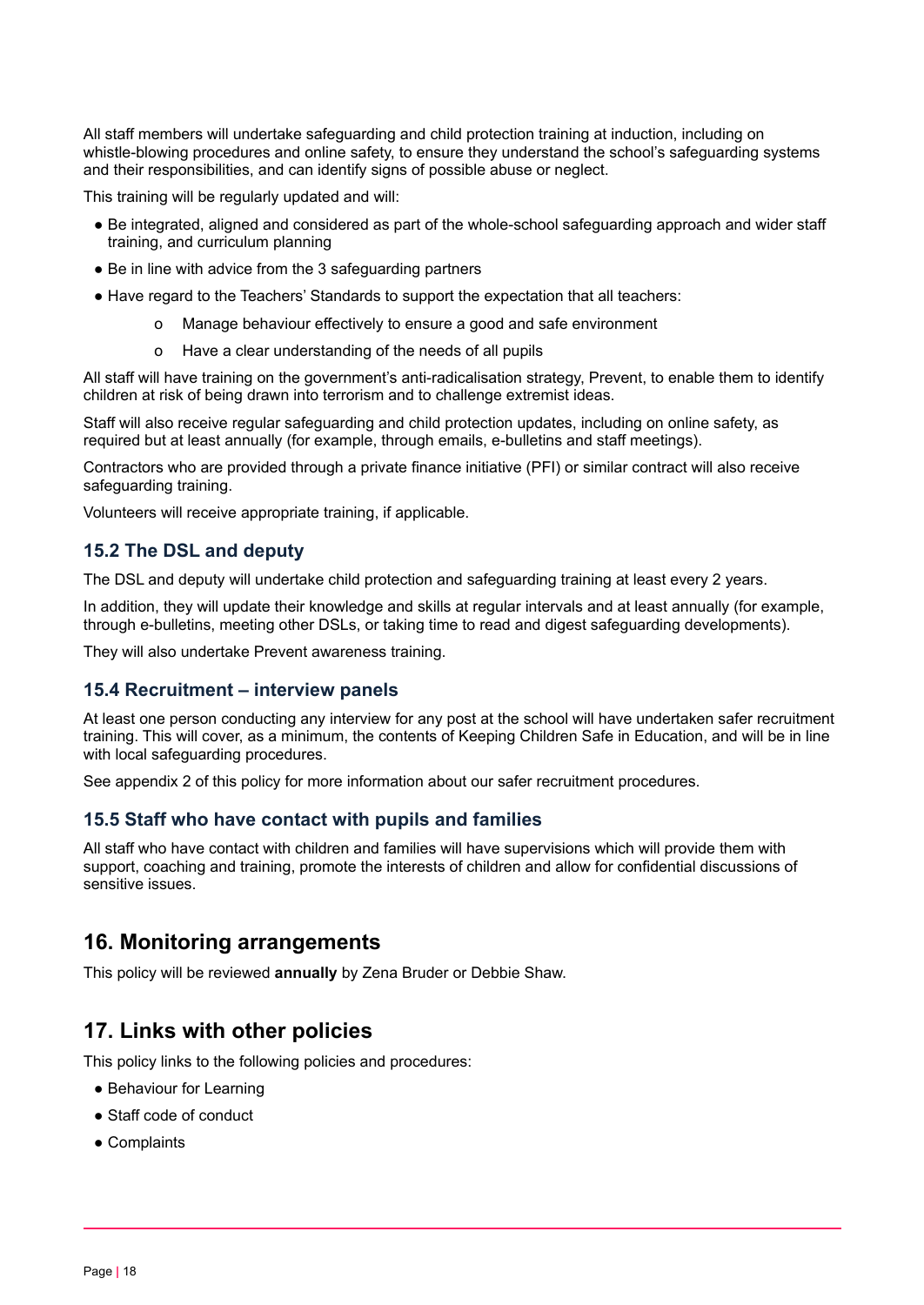All staff members will undertake safeguarding and child protection training at induction, including on whistle-blowing procedures and online safety, to ensure they understand the school's safeguarding systems and their responsibilities, and can identify signs of possible abuse or neglect.

This training will be regularly updated and will:

- Be integrated, aligned and considered as part of the whole-school safeguarding approach and wider staff training, and curriculum planning
- Be in line with advice from the 3 safeguarding partners
- Have regard to the Teachers' Standards to support the expectation that all teachers:
    - Manage behaviour effectively to ensure a good and safe environment
    - Have a clear understanding of the needs of all pupils

All staff will have training on the government's anti-radicalisation strategy, Prevent, to enable them to identify children at risk of being drawn into terrorism and to challenge extremist ideas.

Staff will also receive regular safeguarding and child protection updates, including on online safety, as required but at least annually (for example, through emails, e-bulletins and staff meetings).

Contractors who are provided through a private finance initiative (PFI) or similar contract will also receive safeguarding training.

Volunteers will receive appropriate training, if applicable.

### 15.2 The DSL and deputy

The DSL and deputy will undertake child protection and safeguarding training at least every 2 years.

In addition, they will update their knowledge and skills at regular intervals and at least annually (for example, through e-bulletins, meeting other DSLs, or taking time to read and digest safeguarding developments).

They will also undertake Prevent awareness training.

### 15.4 Recruitment – interview panels

At least one person conducting any interview for any post at the school will have undertaken safer recruitment training. This will cover, as a minimum, the contents of Keeping Children Safe in Education, and will be in line with local safeguarding procedures.

See appendix 2 of this policy for more information about our safer recruitment procedures.

### 15.5 Staff who have contact with pupils and families

All staff who have contact with children and families will have supervisions which will provide them with support, coaching and training, promote the interests of children and allow for confidential discussions of sensitive issues.

## 16. Monitoring arrangements

This policy will be reviewed **annually** by Zena Bruder or Debbie Shaw.

## 17. Links with other policies

This policy links to the following policies and procedures:

- Behaviour for Learning
- Staff code of conduct
- Complaints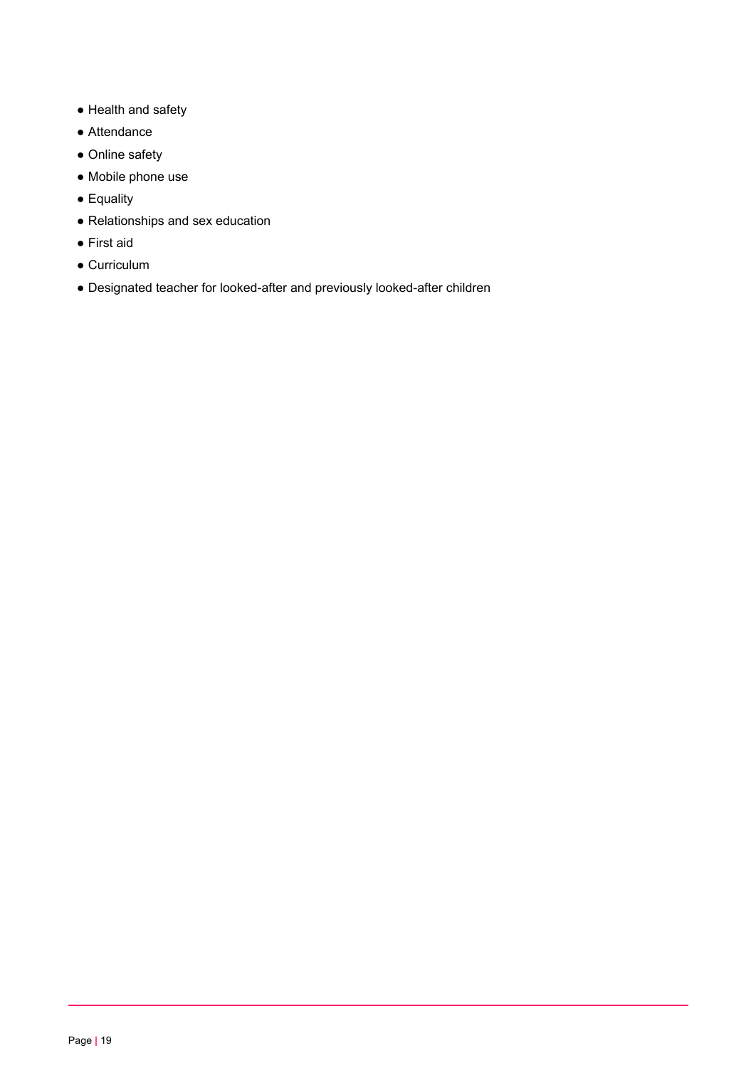- Health and safety
- Attendance
- Online safety
- Mobile phone use
- Equality
- Relationships and sex education
- First aid
- Curriculum
- Designated teacher for looked-after and previously looked-after children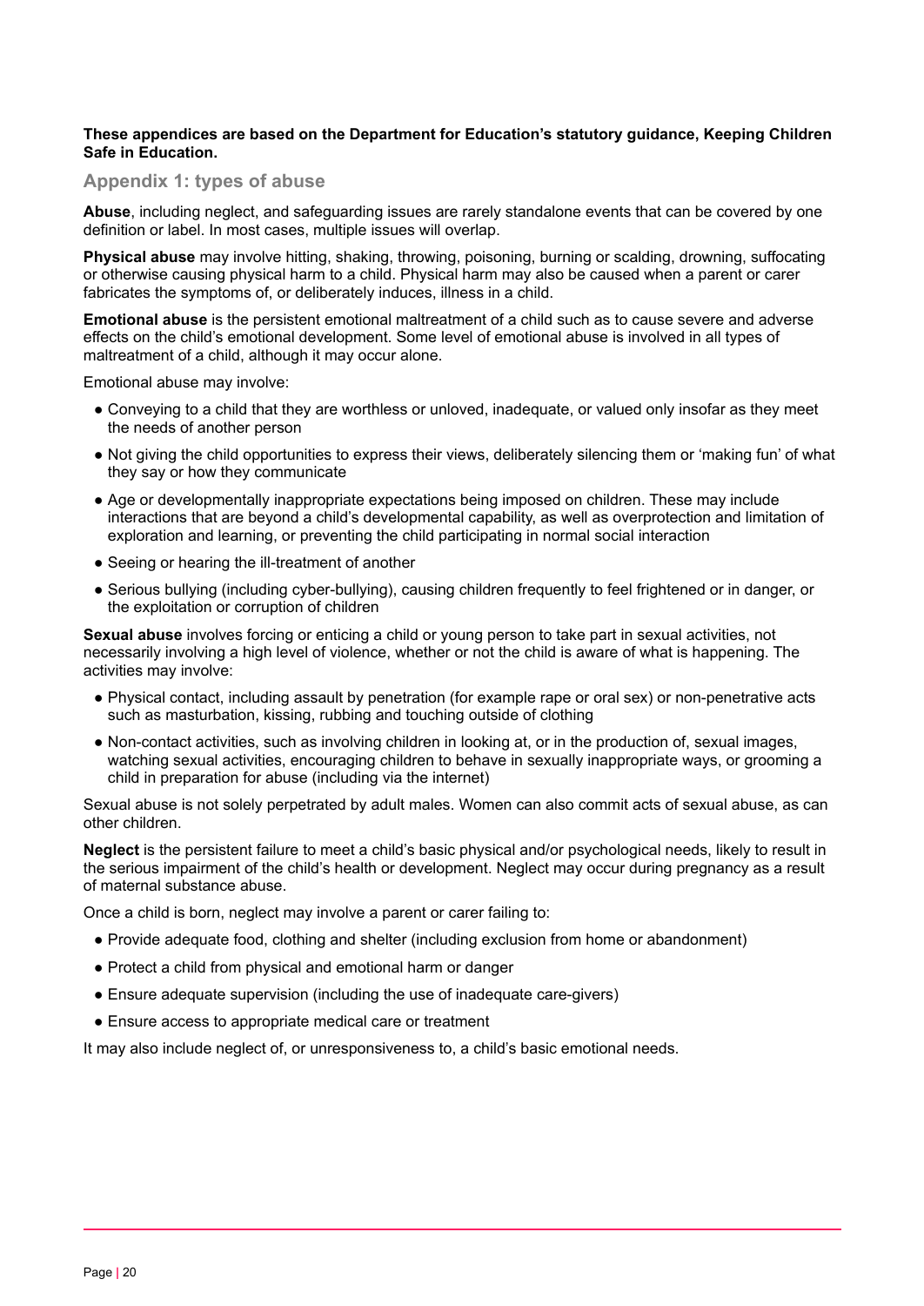**These appendices are based on the Department for Education's statutory guidance, Keeping Children Safe in Education.**

## Appendix 1: types of abuse

**Abuse**, including neglect, and safeguarding issues are rarely standalone events that can be covered by one definition or label. In most cases, multiple issues will overlap.

**Physical abuse** may involve hitting, shaking, throwing, poisoning, burning or scalding, drowning, suffocating or otherwise causing physical harm to a child. Physical harm may also be caused when a parent or carer fabricates the symptoms of, or deliberately induces, illness in a child.

**Emotional abuse** is the persistent emotional maltreatment of a child such as to cause severe and adverse effects on the child's emotional development. Some level of emotional abuse is involved in all types of maltreatment of a child, although it may occur alone.

Emotional abuse may involve:

- Conveying to a child that they are worthless or unloved, inadequate, or valued only insofar as they meet the needs of another person
- Not giving the child opportunities to express their views, deliberately silencing them or 'making fun' of what they say or how they communicate
- Age or developmentally inappropriate expectations being imposed on children. These may include interactions that are beyond a child's developmental capability, as well as overprotection and limitation of exploration and learning, or preventing the child participating in normal social interaction
- Seeing or hearing the ill-treatment of another
- Serious bullying (including cyber-bullying), causing children frequently to feel frightened or in danger, or the exploitation or corruption of children

**Sexual abuse** involves forcing or enticing a child or young person to take part in sexual activities, not necessarily involving a high level of violence, whether or not the child is aware of what is happening. The activities may involve:

- Physical contact, including assault by penetration (for example rape or oral sex) or non-penetrative acts such as masturbation, kissing, rubbing and touching outside of clothing
- Non-contact activities, such as involving children in looking at, or in the production of, sexual images, watching sexual activities, encouraging children to behave in sexually inappropriate ways, or grooming a child in preparation for abuse (including via the internet)

Sexual abuse is not solely perpetrated by adult males. Women can also commit acts of sexual abuse, as can other children.

**Neglect** is the persistent failure to meet a child's basic physical and/or psychological needs, likely to result in the serious impairment of the child's health or development. Neglect may occur during pregnancy as a result of maternal substance abuse.

Once a child is born, neglect may involve a parent or carer failing to:

- Provide adequate food, clothing and shelter (including exclusion from home or abandonment)
- Protect a child from physical and emotional harm or danger
- Ensure adequate supervision (including the use of inadequate care-givers)
- Ensure access to appropriate medical care or treatment

It may also include neglect of, or unresponsiveness to, a child's basic emotional needs.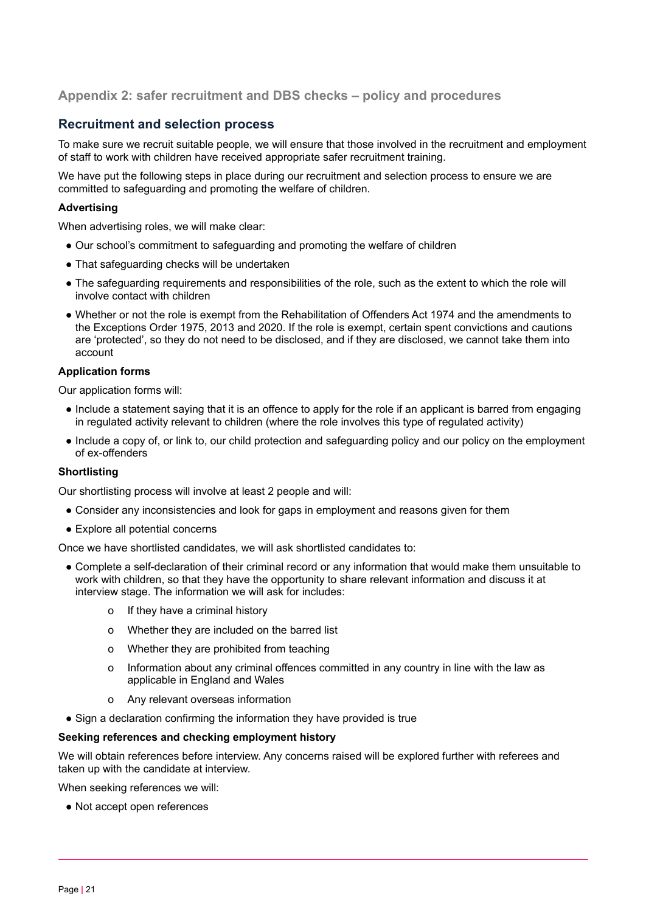## Appendix 2: safer recruitment and DBS checks – policy and procedures

### Recruitment and selection process

To make sure we recruit suitable people, we will ensure that those involved in the recruitment and employment of staff to work with children have received appropriate safer recruitment training.

We have put the following steps in place during our recruitment and selection process to ensure we are committed to safeguarding and promoting the welfare of children.

**Advertising**

When advertising roles, we will make clear:

- Our school's commitment to safeguarding and promoting the welfare of children
- That safeguarding checks will be undertaken
- The safeguarding requirements and responsibilities of the role, such as the extent to which the role will involve contact with children
- Whether or not the role is exempt from the Rehabilitation of Offenders Act 1974 and the amendments to the Exceptions Order 1975, 2013 and 2020. If the role is exempt, certain spent convictions and cautions are 'protected', so they do not need to be disclosed, and if they are disclosed, we cannot take them into account

**Application forms**

Our application forms will:

- Include a statement saying that it is an offence to apply for the role if an applicant is barred from engaging in regulated activity relevant to children (where the role involves this type of regulated activity)
- Include a copy of, or link to, our child protection and safeguarding policy and our policy on the employment of ex-offenders

**Shortlisting**

Our shortlisting process will involve at least 2 people and will:

- Consider any inconsistencies and look for gaps in employment and reasons given for them
- Explore all potential concerns

Once we have shortlisted candidates, we will ask shortlisted candidates to:

- Complete a self-declaration of their criminal record or any information that would make them unsuitable to work with children, so that they have the opportunity to share relevant information and discuss it at interview stage. The information we will ask for includes:
    - If they have a criminal history
    - Whether they are included on the barred list
    - Whether they are prohibited from teaching
    - Information about any criminal offences committed in any country in line with the law as applicable in England and Wales
    - Any relevant overseas information
- Sign a declaration confirming the information they have provided is true

**Seeking references and checking employment history**

We will obtain references before interview. Any concerns raised will be explored further with referees and taken up with the candidate at interview.

When seeking references we will:

- Not accept open references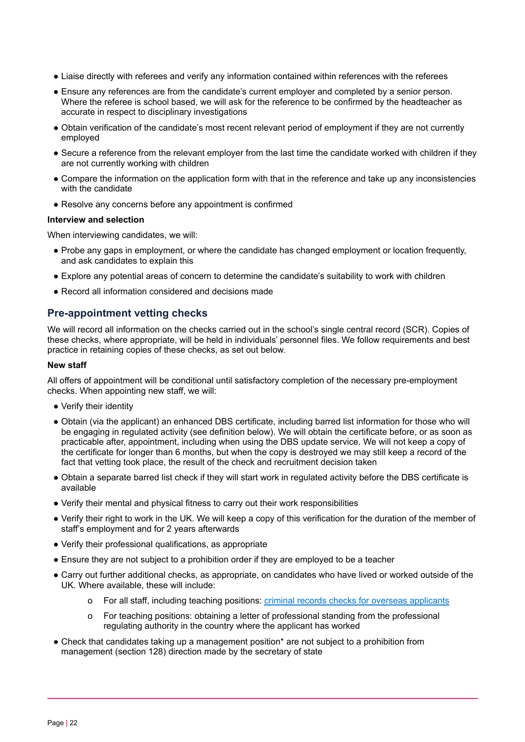- Liaise directly with referees and verify any information contained within references with the referees
- Ensure any references are from the candidate's current employer and completed by a senior person. Where the referee is school based, we will ask for the reference to be confirmed by the headteacher as accurate in respect to disciplinary investigations
- Obtain verification of the candidate's most recent relevant period of employment if they are not currently employed
- Secure a reference from the relevant employer from the last time the candidate worked with children if they are not currently working with children
- Compare the information on the application form with that in the reference and take up any inconsistencies with the candidate
- Resolve any concerns before any appointment is confirmed

**Interview and selection**

When interviewing candidates, we will:

- Probe any gaps in employment, or where the candidate has changed employment or location frequently, and ask candidates to explain this
- Explore any potential areas of concern to determine the candidate's suitability to work with children
- Record all information considered and decisions made

## Pre-appointment vetting checks

We will record all information on the checks carried out in the school's single central record (SCR). Copies of these checks, where appropriate, will be held in individuals' personnel files. We follow requirements and best practice in retaining copies of these checks, as set out below.

**New staff**

All offers of appointment will be conditional until satisfactory completion of the necessary pre-employment checks. When appointing new staff, we will:

- Verify their identity
- Obtain (via the applicant) an enhanced DBS certificate, including barred list information for those who will be engaging in regulated activity (see definition below). We will obtain the certificate before, or as soon as practicable after, appointment, including when using the DBS update service. We will not keep a copy of the certificate for longer than 6 months, but when the copy is destroyed we may still keep a record of the fact that vetting took place, the result of the check and recruitment decision taken
- Obtain a separate barred list check if they will start work in regulated activity before the DBS certificate is available
- Verify their mental and physical fitness to carry out their work responsibilities
- Verify their right to work in the UK. We will keep a copy of this verification for the duration of the member of staff's employment and for 2 years afterwards
- Verify their professional qualifications, as appropriate
- Ensure they are not subject to a prohibition order if they are employed to be a teacher
- Carry out further additional checks, as appropriate, on candidates who have lived or worked outside of the UK. Where available, these will include:
  - For all staff, including teaching positions: criminal records checks for overseas applicants
  - For teaching positions: obtaining a letter of professional standing from the professional regulating authority in the country where the applicant has worked
- Check that candidates taking up a management position* are not subject to a prohibition from management (section 128) direction made by the secretary of state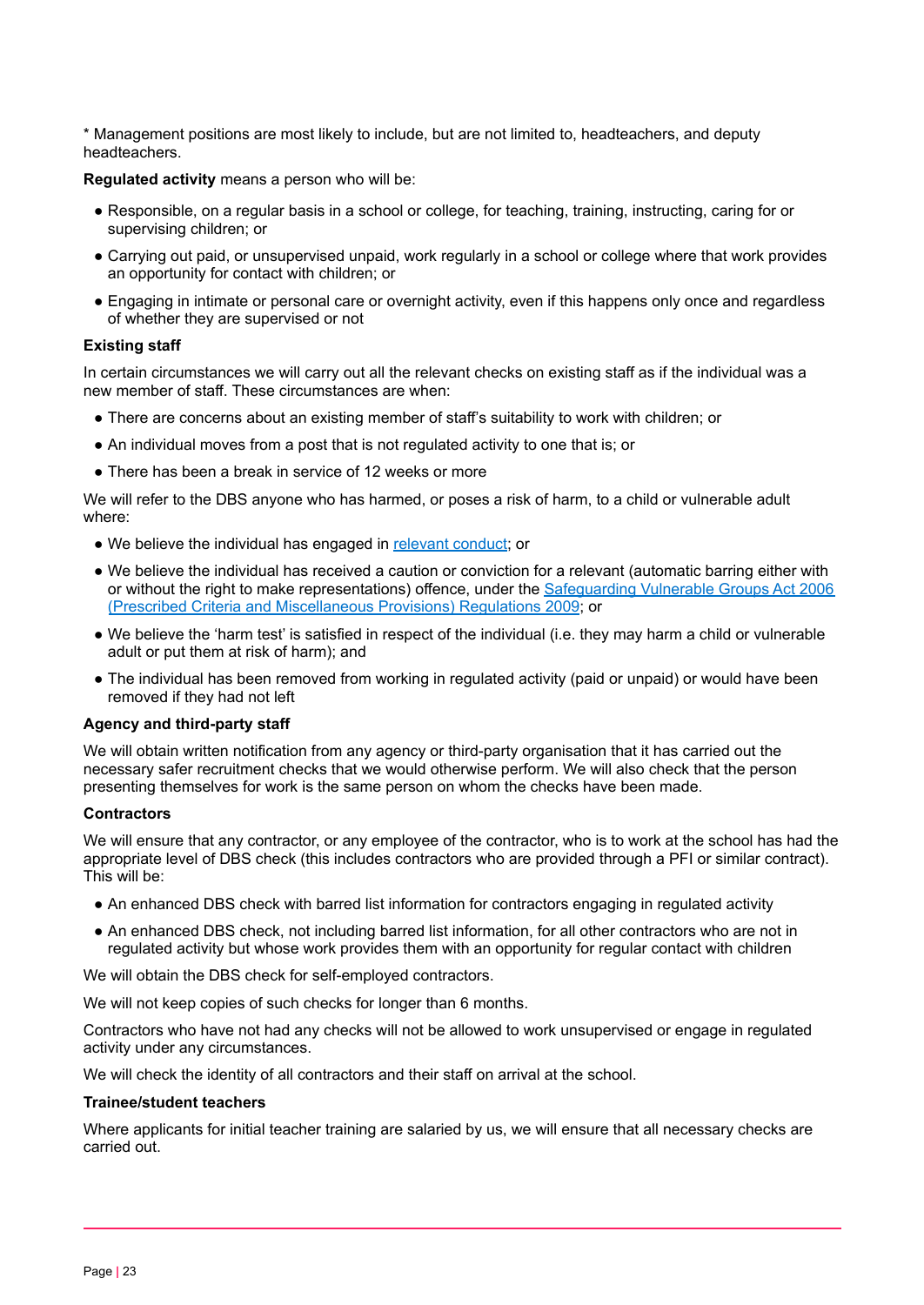* Management positions are most likely to include, but are not limited to, headteachers, and deputy headteachers.

**Regulated activity** means a person who will be:

- Responsible, on a regular basis in a school or college, for teaching, training, instructing, caring for or supervising children; or
- Carrying out paid, or unsupervised unpaid, work regularly in a school or college where that work provides an opportunity for contact with children; or
- Engaging in intimate or personal care or overnight activity, even if this happens only once and regardless of whether they are supervised or not

**Existing staff**

In certain circumstances we will carry out all the relevant checks on existing staff as if the individual was a new member of staff. These circumstances are when:

- There are concerns about an existing member of staff's suitability to work with children; or
- An individual moves from a post that is not regulated activity to one that is; or
- There has been a break in service of 12 weeks or more

We will refer to the DBS anyone who has harmed, or poses a risk of harm, to a child or vulnerable adult where:

- We believe the individual has engaged in relevant conduct; or
- We believe the individual has received a caution or conviction for a relevant (automatic barring either with or without the right to make representations) offence, under the Safeguarding Vulnerable Groups Act 2006 (Prescribed Criteria and Miscellaneous Provisions) Regulations 2009; or
- We believe the 'harm test' is satisfied in respect of the individual (i.e. they may harm a child or vulnerable adult or put them at risk of harm); and
- The individual has been removed from working in regulated activity (paid or unpaid) or would have been removed if they had not left

**Agency and third-party staff**

We will obtain written notification from any agency or third-party organisation that it has carried out the necessary safer recruitment checks that we would otherwise perform. We will also check that the person presenting themselves for work is the same person on whom the checks have been made.

**Contractors**

We will ensure that any contractor, or any employee of the contractor, who is to work at the school has had the appropriate level of DBS check (this includes contractors who are provided through a PFI or similar contract). This will be:

- An enhanced DBS check with barred list information for contractors engaging in regulated activity
- An enhanced DBS check, not including barred list information, for all other contractors who are not in regulated activity but whose work provides them with an opportunity for regular contact with children

We will obtain the DBS check for self-employed contractors.

We will not keep copies of such checks for longer than 6 months.

Contractors who have not had any checks will not be allowed to work unsupervised or engage in regulated activity under any circumstances.

We will check the identity of all contractors and their staff on arrival at the school.

**Trainee/student teachers**

Where applicants for initial teacher training are salaried by us, we will ensure that all necessary checks are carried out.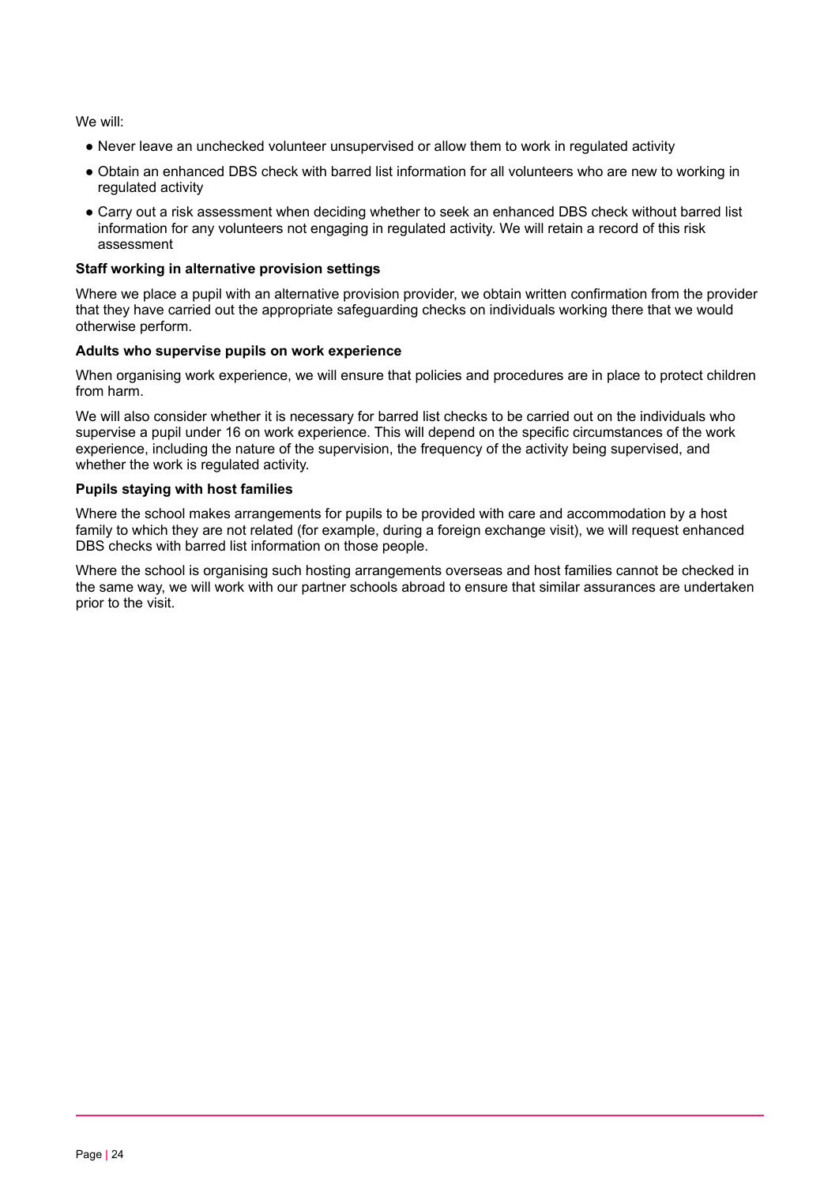We will:

- Never leave an unchecked volunteer unsupervised or allow them to work in regulated activity
- Obtain an enhanced DBS check with barred list information for all volunteers who are new to working in regulated activity
- Carry out a risk assessment when deciding whether to seek an enhanced DBS check without barred list information for any volunteers not engaging in regulated activity. We will retain a record of this risk assessment

**Staff working in alternative provision settings**

Where we place a pupil with an alternative provision provider, we obtain written confirmation from the provider that they have carried out the appropriate safeguarding checks on individuals working there that we would otherwise perform.

**Adults who supervise pupils on work experience**

When organising work experience, we will ensure that policies and procedures are in place to protect children from harm.

We will also consider whether it is necessary for barred list checks to be carried out on the individuals who supervise a pupil under 16 on work experience. This will depend on the specific circumstances of the work experience, including the nature of the supervision, the frequency of the activity being supervised, and whether the work is regulated activity.

**Pupils staying with host families**

Where the school makes arrangements for pupils to be provided with care and accommodation by a host family to which they are not related (for example, during a foreign exchange visit), we will request enhanced DBS checks with barred list information on those people.

Where the school is organising such hosting arrangements overseas and host families cannot be checked in the same way, we will work with our partner schools abroad to ensure that similar assurances are undertaken prior to the visit.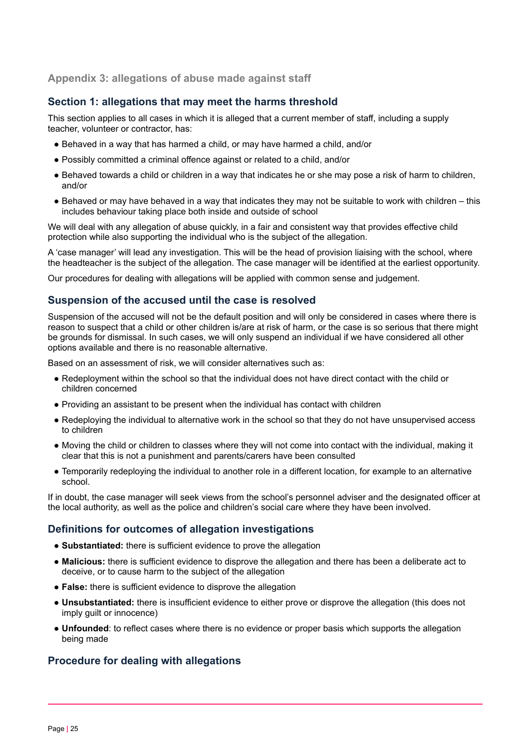## Appendix 3: allegations of abuse made against staff

### Section 1: allegations that may meet the harms threshold

This section applies to all cases in which it is alleged that a current member of staff, including a supply teacher, volunteer or contractor, has:

- Behaved in a way that has harmed a child, or may have harmed a child, and/or
- Possibly committed a criminal offence against or related to a child, and/or
- Behaved towards a child or children in a way that indicates he or she may pose a risk of harm to children, and/or
- Behaved or may have behaved in a way that indicates they may not be suitable to work with children – this includes behaviour taking place both inside and outside of school

We will deal with any allegation of abuse quickly, in a fair and consistent way that provides effective child protection while also supporting the individual who is the subject of the allegation.

A 'case manager' will lead any investigation. This will be the head of provision liaising with the school, where the headteacher is the subject of the allegation. The case manager will be identified at the earliest opportunity.

Our procedures for dealing with allegations will be applied with common sense and judgement.

### Suspension of the accused until the case is resolved

Suspension of the accused will not be the default position and will only be considered in cases where there is reason to suspect that a child or other children is/are at risk of harm, or the case is so serious that there might be grounds for dismissal. In such cases, we will only suspend an individual if we have considered all other options available and there is no reasonable alternative.

Based on an assessment of risk, we will consider alternatives such as:

- Redeployment within the school so that the individual does not have direct contact with the child or children concerned
- Providing an assistant to be present when the individual has contact with children
- Redeploying the individual to alternative work in the school so that they do not have unsupervised access to children
- Moving the child or children to classes where they will not come into contact with the individual, making it clear that this is not a punishment and parents/carers have been consulted
- Temporarily redeploying the individual to another role in a different location, for example to an alternative school.

If in doubt, the case manager will seek views from the school's personnel adviser and the designated officer at the local authority, as well as the police and children's social care where they have been involved.

### Definitions for outcomes of allegation investigations

- **Substantiated:** there is sufficient evidence to prove the allegation
- **Malicious:** there is sufficient evidence to disprove the allegation and there has been a deliberate act to deceive, or to cause harm to the subject of the allegation
- **False:** there is sufficient evidence to disprove the allegation
- **Unsubstantiated:** there is insufficient evidence to either prove or disprove the allegation (this does not imply guilt or innocence)
- **Unfounded**: to reflect cases where there is no evidence or proper basis which supports the allegation being made

### Procedure for dealing with allegations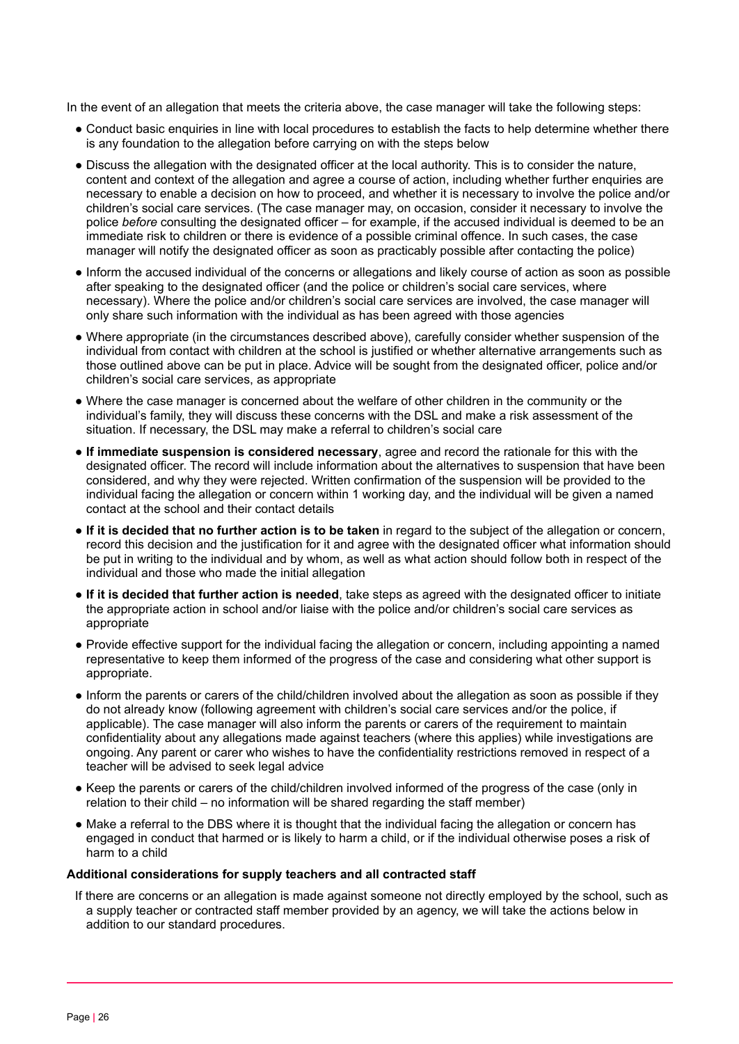In the event of an allegation that meets the criteria above, the case manager will take the following steps:

- Conduct basic enquiries in line with local procedures to establish the facts to help determine whether there is any foundation to the allegation before carrying on with the steps below
- Discuss the allegation with the designated officer at the local authority. This is to consider the nature, content and context of the allegation and agree a course of action, including whether further enquiries are necessary to enable a decision on how to proceed, and whether it is necessary to involve the police and/or children's social care services. (The case manager may, on occasion, consider it necessary to involve the police *before* consulting the designated officer – for example, if the accused individual is deemed to be an immediate risk to children or there is evidence of a possible criminal offence. In such cases, the case manager will notify the designated officer as soon as practicably possible after contacting the police)
- Inform the accused individual of the concerns or allegations and likely course of action as soon as possible after speaking to the designated officer (and the police or children's social care services, where necessary). Where the police and/or children's social care services are involved, the case manager will only share such information with the individual as has been agreed with those agencies
- Where appropriate (in the circumstances described above), carefully consider whether suspension of the individual from contact with children at the school is justified or whether alternative arrangements such as those outlined above can be put in place. Advice will be sought from the designated officer, police and/or children's social care services, as appropriate
- Where the case manager is concerned about the welfare of other children in the community or the individual's family, they will discuss these concerns with the DSL and make a risk assessment of the situation. If necessary, the DSL may make a referral to children's social care
- **If immediate suspension is considered necessary**, agree and record the rationale for this with the designated officer. The record will include information about the alternatives to suspension that have been considered, and why they were rejected. Written confirmation of the suspension will be provided to the individual facing the allegation or concern within 1 working day, and the individual will be given a named contact at the school and their contact details
- **If it is decided that no further action is to be taken** in regard to the subject of the allegation or concern, record this decision and the justification for it and agree with the designated officer what information should be put in writing to the individual and by whom, as well as what action should follow both in respect of the individual and those who made the initial allegation
- **If it is decided that further action is needed**, take steps as agreed with the designated officer to initiate the appropriate action in school and/or liaise with the police and/or children's social care services as appropriate
- Provide effective support for the individual facing the allegation or concern, including appointing a named representative to keep them informed of the progress of the case and considering what other support is appropriate.
- Inform the parents or carers of the child/children involved about the allegation as soon as possible if they do not already know (following agreement with children's social care services and/or the police, if applicable). The case manager will also inform the parents or carers of the requirement to maintain confidentiality about any allegations made against teachers (where this applies) while investigations are ongoing. Any parent or carer who wishes to have the confidentiality restrictions removed in respect of a teacher will be advised to seek legal advice
- Keep the parents or carers of the child/children involved informed of the progress of the case (only in relation to their child – no information will be shared regarding the staff member)
- Make a referral to the DBS where it is thought that the individual facing the allegation or concern has engaged in conduct that harmed or is likely to harm a child, or if the individual otherwise poses a risk of harm to a child

**Additional considerations for supply teachers and all contracted staff**

If there are concerns or an allegation is made against someone not directly employed by the school, such as a supply teacher or contracted staff member provided by an agency, we will take the actions below in addition to our standard procedures.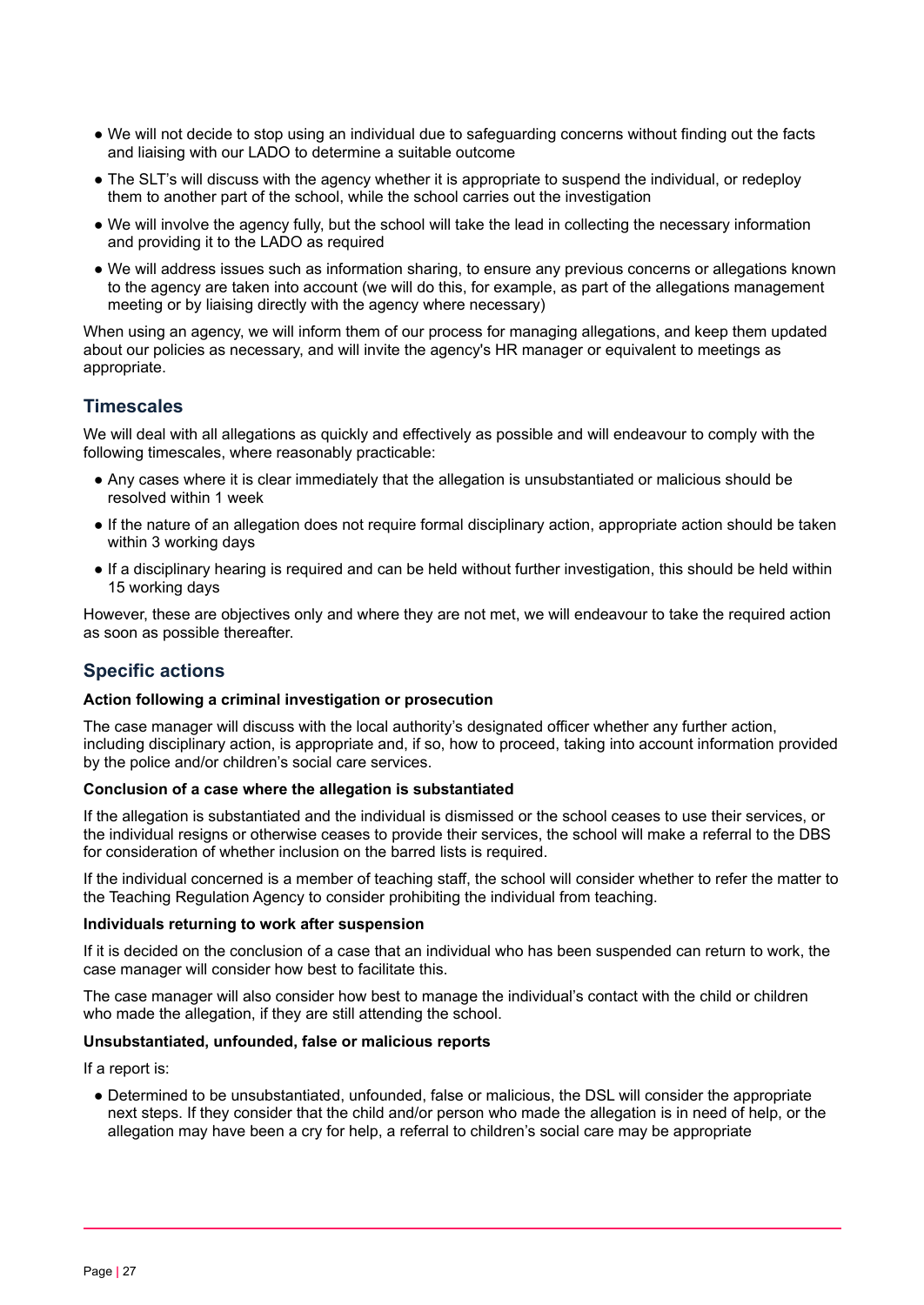- We will not decide to stop using an individual due to safeguarding concerns without finding out the facts and liaising with our LADO to determine a suitable outcome
- The SLT's will discuss with the agency whether it is appropriate to suspend the individual, or redeploy them to another part of the school, while the school carries out the investigation
- We will involve the agency fully, but the school will take the lead in collecting the necessary information and providing it to the LADO as required
- We will address issues such as information sharing, to ensure any previous concerns or allegations known to the agency are taken into account (we will do this, for example, as part of the allegations management meeting or by liaising directly with the agency where necessary)

When using an agency, we will inform them of our process for managing allegations, and keep them updated about our policies as necessary, and will invite the agency's HR manager or equivalent to meetings as appropriate.

## Timescales

We will deal with all allegations as quickly and effectively as possible and will endeavour to comply with the following timescales, where reasonably practicable:

- Any cases where it is clear immediately that the allegation is unsubstantiated or malicious should be resolved within 1 week
- If the nature of an allegation does not require formal disciplinary action, appropriate action should be taken within 3 working days
- If a disciplinary hearing is required and can be held without further investigation, this should be held within 15 working days

However, these are objectives only and where they are not met, we will endeavour to take the required action as soon as possible thereafter.

## Specific actions

**Action following a criminal investigation or prosecution**

The case manager will discuss with the local authority's designated officer whether any further action, including disciplinary action, is appropriate and, if so, how to proceed, taking into account information provided by the police and/or children's social care services.

**Conclusion of a case where the allegation is substantiated**

If the allegation is substantiated and the individual is dismissed or the school ceases to use their services, or the individual resigns or otherwise ceases to provide their services, the school will make a referral to the DBS for consideration of whether inclusion on the barred lists is required.

If the individual concerned is a member of teaching staff, the school will consider whether to refer the matter to the Teaching Regulation Agency to consider prohibiting the individual from teaching.

**Individuals returning to work after suspension**

If it is decided on the conclusion of a case that an individual who has been suspended can return to work, the case manager will consider how best to facilitate this.

The case manager will also consider how best to manage the individual's contact with the child or children who made the allegation, if they are still attending the school.

**Unsubstantiated, unfounded, false or malicious reports**

If a report is:

- Determined to be unsubstantiated, unfounded, false or malicious, the DSL will consider the appropriate next steps. If they consider that the child and/or person who made the allegation is in need of help, or the allegation may have been a cry for help, a referral to children's social care may be appropriate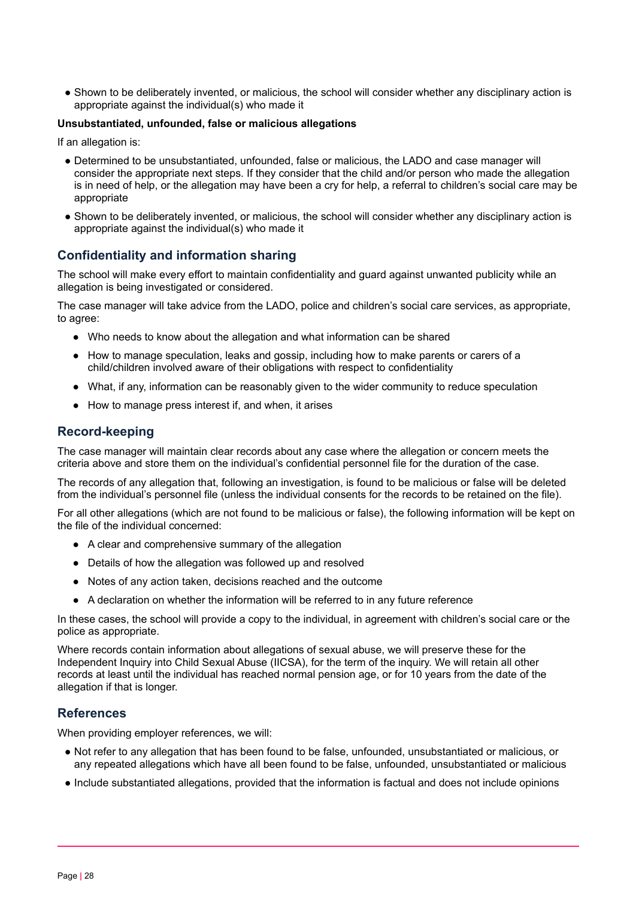- Shown to be deliberately invented, or malicious, the school will consider whether any disciplinary action is appropriate against the individual(s) who made it

**Unsubstantiated, unfounded, false or malicious allegations**

If an allegation is:

- Determined to be unsubstantiated, unfounded, false or malicious, the LADO and case manager will consider the appropriate next steps. If they consider that the child and/or person who made the allegation is in need of help, or the allegation may have been a cry for help, a referral to children's social care may be appropriate
- Shown to be deliberately invented, or malicious, the school will consider whether any disciplinary action is appropriate against the individual(s) who made it

## Confidentiality and information sharing

The school will make every effort to maintain confidentiality and guard against unwanted publicity while an allegation is being investigated or considered.

The case manager will take advice from the LADO, police and children's social care services, as appropriate, to agree:

- Who needs to know about the allegation and what information can be shared
- How to manage speculation, leaks and gossip, including how to make parents or carers of a child/children involved aware of their obligations with respect to confidentiality
- What, if any, information can be reasonably given to the wider community to reduce speculation
- How to manage press interest if, and when, it arises

## Record-keeping

The case manager will maintain clear records about any case where the allegation or concern meets the criteria above and store them on the individual's confidential personnel file for the duration of the case.

The records of any allegation that, following an investigation, is found to be malicious or false will be deleted from the individual's personnel file (unless the individual consents for the records to be retained on the file).

For all other allegations (which are not found to be malicious or false), the following information will be kept on the file of the individual concerned:

- A clear and comprehensive summary of the allegation
- Details of how the allegation was followed up and resolved
- Notes of any action taken, decisions reached and the outcome
- A declaration on whether the information will be referred to in any future reference

In these cases, the school will provide a copy to the individual, in agreement with children's social care or the police as appropriate.

Where records contain information about allegations of sexual abuse, we will preserve these for the Independent Inquiry into Child Sexual Abuse (IICSA), for the term of the inquiry. We will retain all other records at least until the individual has reached normal pension age, or for 10 years from the date of the allegation if that is longer.

## References

When providing employer references, we will:

- Not refer to any allegation that has been found to be false, unfounded, unsubstantiated or malicious, or any repeated allegations which have all been found to be false, unfounded, unsubstantiated or malicious
- Include substantiated allegations, provided that the information is factual and does not include opinions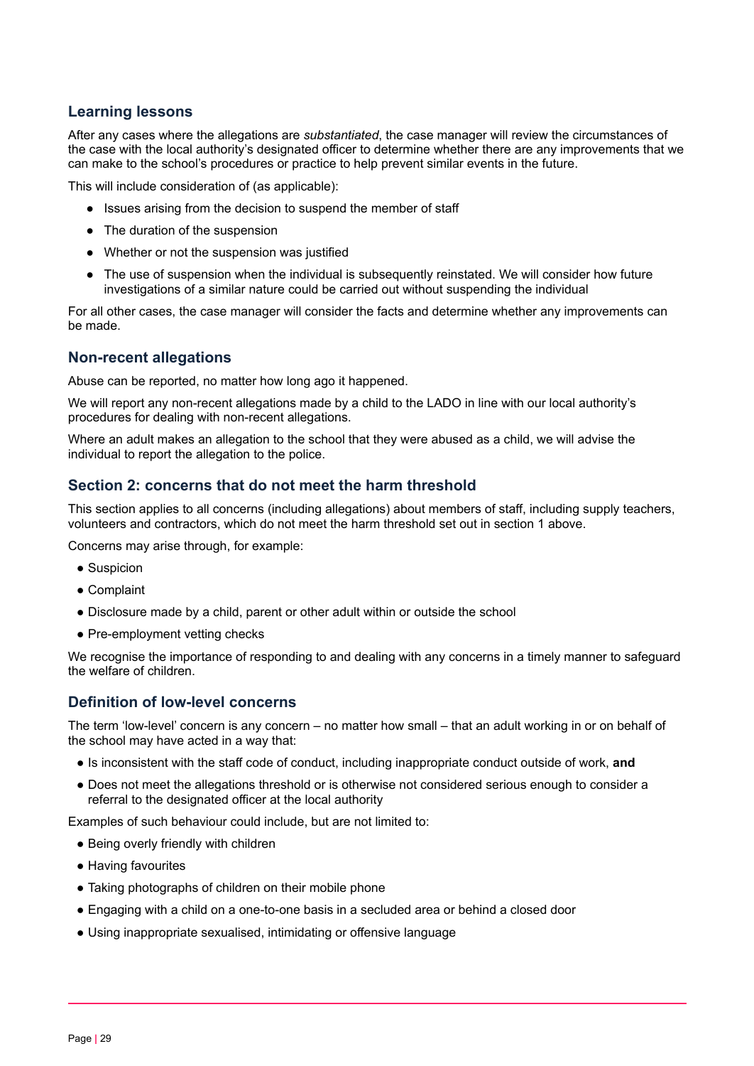### Learning lessons

After any cases where the allegations are *substantiated*, the case manager will review the circumstances of the case with the local authority's designated officer to determine whether there are any improvements that we can make to the school's procedures or practice to help prevent similar events in the future.

This will include consideration of (as applicable):

- Issues arising from the decision to suspend the member of staff
- The duration of the suspension
- Whether or not the suspension was justified
- The use of suspension when the individual is subsequently reinstated. We will consider how future investigations of a similar nature could be carried out without suspending the individual

For all other cases, the case manager will consider the facts and determine whether any improvements can be made.

### Non-recent allegations

Abuse can be reported, no matter how long ago it happened.

We will report any non-recent allegations made by a child to the LADO in line with our local authority's procedures for dealing with non-recent allegations.

Where an adult makes an allegation to the school that they were abused as a child, we will advise the individual to report the allegation to the police.

### Section 2: concerns that do not meet the harm threshold

This section applies to all concerns (including allegations) about members of staff, including supply teachers, volunteers and contractors, which do not meet the harm threshold set out in section 1 above.

Concerns may arise through, for example:

- Suspicion
- Complaint
- Disclosure made by a child, parent or other adult within or outside the school
- Pre-employment vetting checks

We recognise the importance of responding to and dealing with any concerns in a timely manner to safeguard the welfare of children.

### Definition of low-level concerns

The term 'low-level' concern is any concern – no matter how small – that an adult working in or on behalf of the school may have acted in a way that:

- Is inconsistent with the staff code of conduct, including inappropriate conduct outside of work, **and**
- Does not meet the allegations threshold or is otherwise not considered serious enough to consider a referral to the designated officer at the local authority

Examples of such behaviour could include, but are not limited to:

- Being overly friendly with children
- Having favourites
- Taking photographs of children on their mobile phone
- Engaging with a child on a one-to-one basis in a secluded area or behind a closed door
- Using inappropriate sexualised, intimidating or offensive language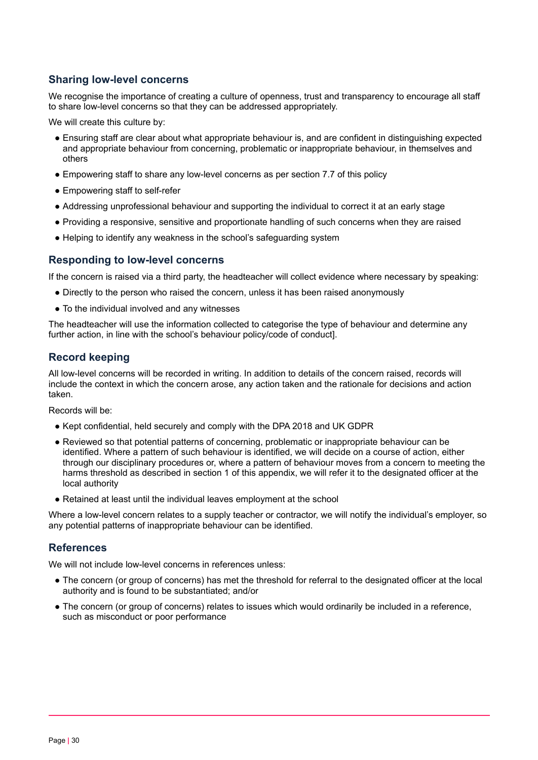### Sharing low-level concerns

We recognise the importance of creating a culture of openness, trust and transparency to encourage all staff to share low-level concerns so that they can be addressed appropriately.

We will create this culture by:

- Ensuring staff are clear about what appropriate behaviour is, and are confident in distinguishing expected and appropriate behaviour from concerning, problematic or inappropriate behaviour, in themselves and others
- Empowering staff to share any low-level concerns as per section 7.7 of this policy
- Empowering staff to self-refer
- Addressing unprofessional behaviour and supporting the individual to correct it at an early stage
- Providing a responsive, sensitive and proportionate handling of such concerns when they are raised
- Helping to identify any weakness in the school's safeguarding system

### Responding to low-level concerns

If the concern is raised via a third party, the headteacher will collect evidence where necessary by speaking:

- Directly to the person who raised the concern, unless it has been raised anonymously
- To the individual involved and any witnesses

The headteacher will use the information collected to categorise the type of behaviour and determine any further action, in line with the school's behaviour policy/code of conduct].

### Record keeping

All low-level concerns will be recorded in writing. In addition to details of the concern raised, records will include the context in which the concern arose, any action taken and the rationale for decisions and action taken.

Records will be:

- Kept confidential, held securely and comply with the DPA 2018 and UK GDPR
- Reviewed so that potential patterns of concerning, problematic or inappropriate behaviour can be identified. Where a pattern of such behaviour is identified, we will decide on a course of action, either through our disciplinary procedures or, where a pattern of behaviour moves from a concern to meeting the harms threshold as described in section 1 of this appendix, we will refer it to the designated officer at the local authority
- Retained at least until the individual leaves employment at the school

Where a low-level concern relates to a supply teacher or contractor, we will notify the individual's employer, so any potential patterns of inappropriate behaviour can be identified.

### References

We will not include low-level concerns in references unless:

- The concern (or group of concerns) has met the threshold for referral to the designated officer at the local authority and is found to be substantiated; and/or
- The concern (or group of concerns) relates to issues which would ordinarily be included in a reference, such as misconduct or poor performance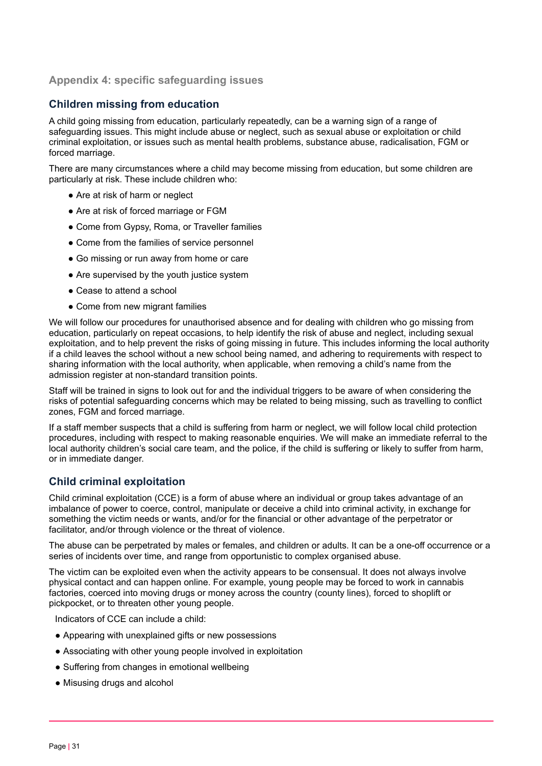## Appendix 4: specific safeguarding issues

### Children missing from education

A child going missing from education, particularly repeatedly, can be a warning sign of a range of safeguarding issues. This might include abuse or neglect, such as sexual abuse or exploitation or child criminal exploitation, or issues such as mental health problems, substance abuse, radicalisation, FGM or forced marriage.

There are many circumstances where a child may become missing from education, but some children are particularly at risk. These include children who:

- Are at risk of harm or neglect
- Are at risk of forced marriage or FGM
- Come from Gypsy, Roma, or Traveller families
- Come from the families of service personnel
- Go missing or run away from home or care
- Are supervised by the youth justice system
- Cease to attend a school
- Come from new migrant families

We will follow our procedures for unauthorised absence and for dealing with children who go missing from education, particularly on repeat occasions, to help identify the risk of abuse and neglect, including sexual exploitation, and to help prevent the risks of going missing in future. This includes informing the local authority if a child leaves the school without a new school being named, and adhering to requirements with respect to sharing information with the local authority, when applicable, when removing a child's name from the admission register at non-standard transition points.

Staff will be trained in signs to look out for and the individual triggers to be aware of when considering the risks of potential safeguarding concerns which may be related to being missing, such as travelling to conflict zones, FGM and forced marriage.

If a staff member suspects that a child is suffering from harm or neglect, we will follow local child protection procedures, including with respect to making reasonable enquiries. We will make an immediate referral to the local authority children's social care team, and the police, if the child is suffering or likely to suffer from harm, or in immediate danger.

### Child criminal exploitation

Child criminal exploitation (CCE) is a form of abuse where an individual or group takes advantage of an imbalance of power to coerce, control, manipulate or deceive a child into criminal activity, in exchange for something the victim needs or wants, and/or for the financial or other advantage of the perpetrator or facilitator, and/or through violence or the threat of violence.

The abuse can be perpetrated by males or females, and children or adults. It can be a one-off occurrence or a series of incidents over time, and range from opportunistic to complex organised abuse.

The victim can be exploited even when the activity appears to be consensual. It does not always involve physical contact and can happen online. For example, young people may be forced to work in cannabis factories, coerced into moving drugs or money across the country (county lines), forced to shoplift or pickpocket, or to threaten other young people.

Indicators of CCE can include a child:

- Appearing with unexplained gifts or new possessions
- Associating with other young people involved in exploitation
- Suffering from changes in emotional wellbeing
- Misusing drugs and alcohol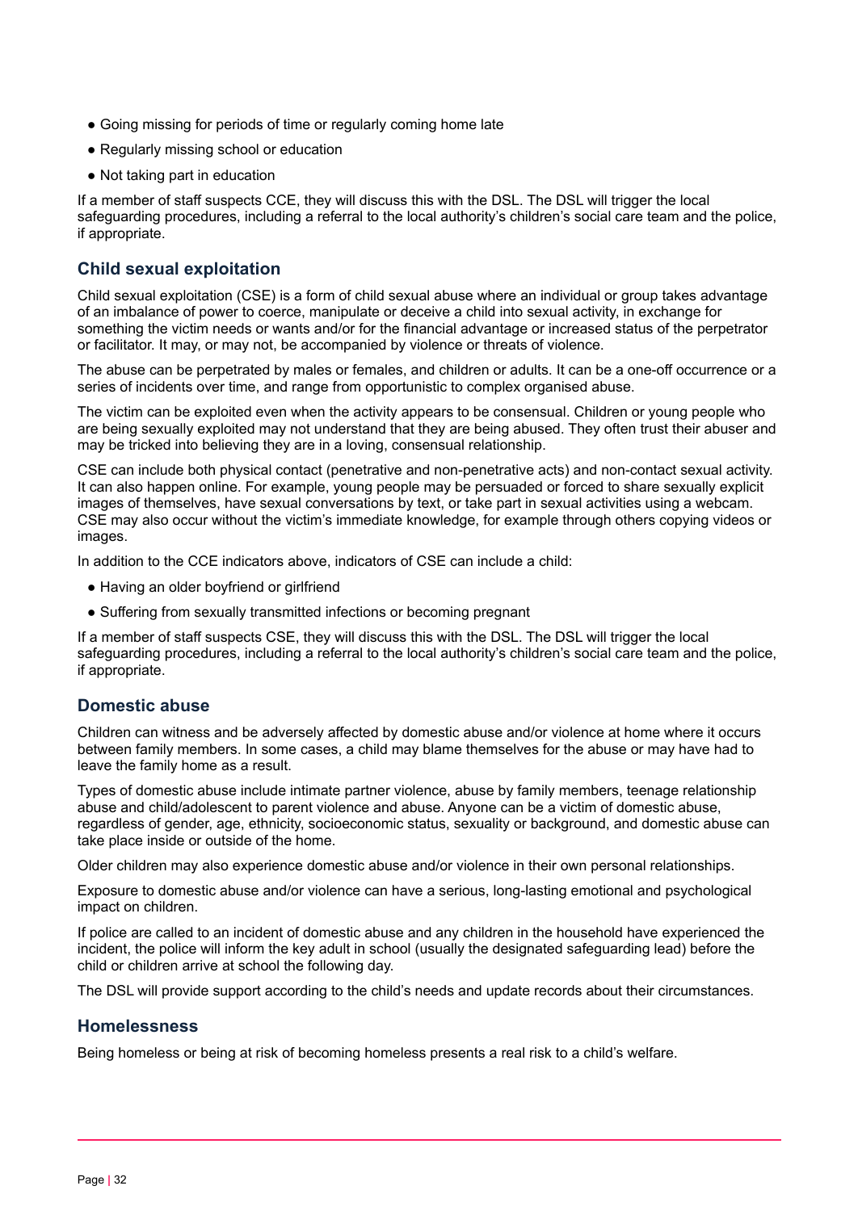- Going missing for periods of time or regularly coming home late
- Regularly missing school or education
- Not taking part in education

If a member of staff suspects CCE, they will discuss this with the DSL. The DSL will trigger the local safeguarding procedures, including a referral to the local authority's children's social care team and the police, if appropriate.

### Child sexual exploitation

Child sexual exploitation (CSE) is a form of child sexual abuse where an individual or group takes advantage of an imbalance of power to coerce, manipulate or deceive a child into sexual activity, in exchange for something the victim needs or wants and/or for the financial advantage or increased status of the perpetrator or facilitator. It may, or may not, be accompanied by violence or threats of violence.

The abuse can be perpetrated by males or females, and children or adults. It can be a one-off occurrence or a series of incidents over time, and range from opportunistic to complex organised abuse.

The victim can be exploited even when the activity appears to be consensual. Children or young people who are being sexually exploited may not understand that they are being abused. They often trust their abuser and may be tricked into believing they are in a loving, consensual relationship.

CSE can include both physical contact (penetrative and non-penetrative acts) and non-contact sexual activity. It can also happen online. For example, young people may be persuaded or forced to share sexually explicit images of themselves, have sexual conversations by text, or take part in sexual activities using a webcam. CSE may also occur without the victim's immediate knowledge, for example through others copying videos or images.

In addition to the CCE indicators above, indicators of CSE can include a child:

- Having an older boyfriend or girlfriend
- Suffering from sexually transmitted infections or becoming pregnant

If a member of staff suspects CSE, they will discuss this with the DSL. The DSL will trigger the local safeguarding procedures, including a referral to the local authority's children's social care team and the police, if appropriate.

### Domestic abuse

Children can witness and be adversely affected by domestic abuse and/or violence at home where it occurs between family members. In some cases, a child may blame themselves for the abuse or may have had to leave the family home as a result.

Types of domestic abuse include intimate partner violence, abuse by family members, teenage relationship abuse and child/adolescent to parent violence and abuse. Anyone can be a victim of domestic abuse, regardless of gender, age, ethnicity, socioeconomic status, sexuality or background, and domestic abuse can take place inside or outside of the home.

Older children may also experience domestic abuse and/or violence in their own personal relationships.

Exposure to domestic abuse and/or violence can have a serious, long-lasting emotional and psychological impact on children.

If police are called to an incident of domestic abuse and any children in the household have experienced the incident, the police will inform the key adult in school (usually the designated safeguarding lead) before the child or children arrive at school the following day.

The DSL will provide support according to the child's needs and update records about their circumstances.

### Homelessness

Being homeless or being at risk of becoming homeless presents a real risk to a child's welfare.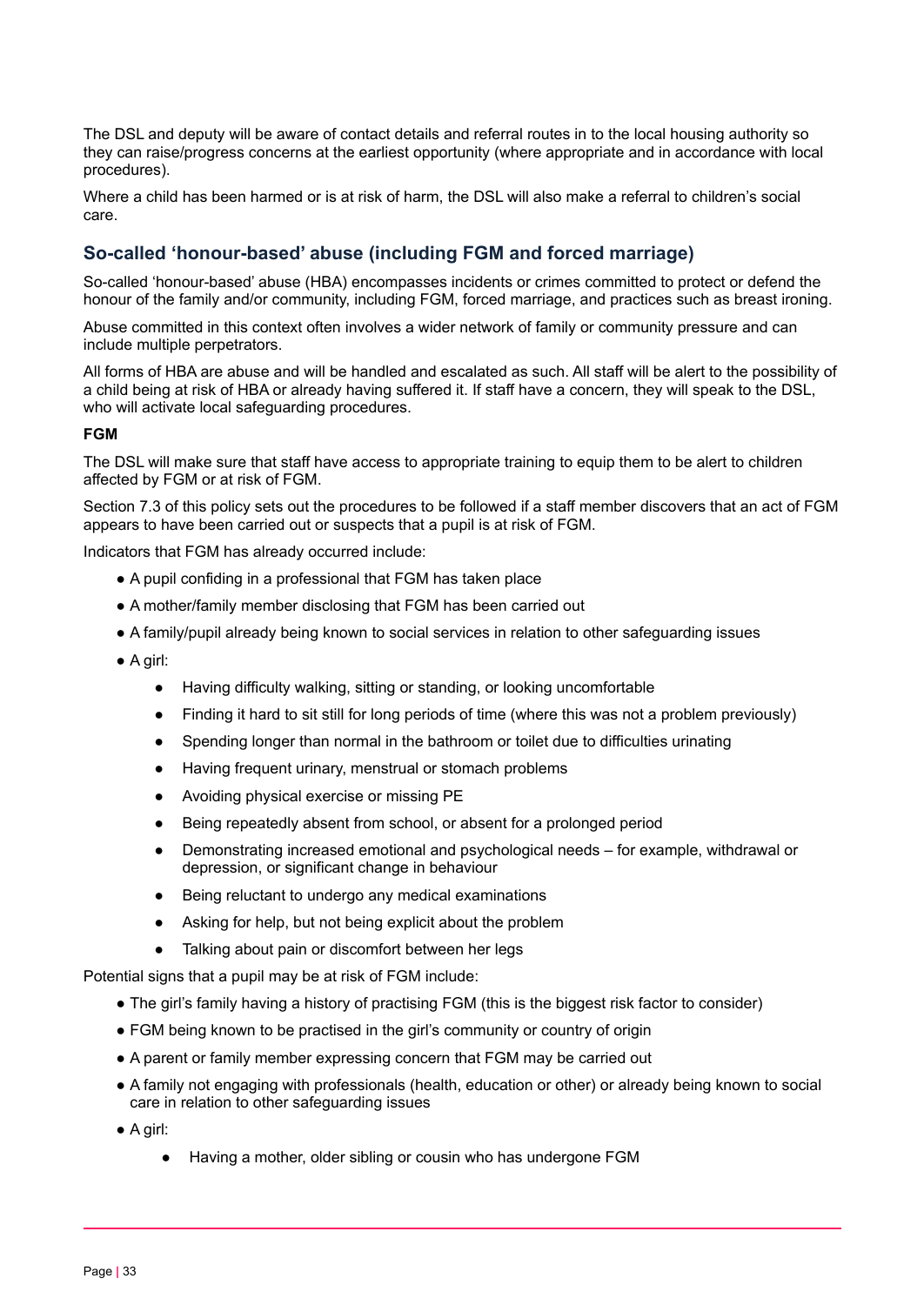The DSL and deputy will be aware of contact details and referral routes in to the local housing authority so they can raise/progress concerns at the earliest opportunity (where appropriate and in accordance with local procedures).

Where a child has been harmed or is at risk of harm, the DSL will also make a referral to children's social care.

## So-called 'honour-based' abuse (including FGM and forced marriage)

So-called 'honour-based' abuse (HBA) encompasses incidents or crimes committed to protect or defend the honour of the family and/or community, including FGM, forced marriage, and practices such as breast ironing.

Abuse committed in this context often involves a wider network of family or community pressure and can include multiple perpetrators.

All forms of HBA are abuse and will be handled and escalated as such. All staff will be alert to the possibility of a child being at risk of HBA or already having suffered it. If staff have a concern, they will speak to the DSL, who will activate local safeguarding procedures.

**FGM**

The DSL will make sure that staff have access to appropriate training to equip them to be alert to children affected by FGM or at risk of FGM.

Section 7.3 of this policy sets out the procedures to be followed if a staff member discovers that an act of FGM appears to have been carried out or suspects that a pupil is at risk of FGM.

Indicators that FGM has already occurred include:

- A pupil confiding in a professional that FGM has taken place
- A mother/family member disclosing that FGM has been carried out
- A family/pupil already being known to social services in relation to other safeguarding issues
- A girl:
    - Having difficulty walking, sitting or standing, or looking uncomfortable
    - Finding it hard to sit still for long periods of time (where this was not a problem previously)
    - Spending longer than normal in the bathroom or toilet due to difficulties urinating
    - Having frequent urinary, menstrual or stomach problems
    - Avoiding physical exercise or missing PE
    - Being repeatedly absent from school, or absent for a prolonged period
    - Demonstrating increased emotional and psychological needs – for example, withdrawal or depression, or significant change in behaviour
    - Being reluctant to undergo any medical examinations
    - Asking for help, but not being explicit about the problem
    - Talking about pain or discomfort between her legs

Potential signs that a pupil may be at risk of FGM include:

- The girl's family having a history of practising FGM (this is the biggest risk factor to consider)
- FGM being known to be practised in the girl's community or country of origin
- A parent or family member expressing concern that FGM may be carried out
- A family not engaging with professionals (health, education or other) or already being known to social care in relation to other safeguarding issues
- A girl:
    - Having a mother, older sibling or cousin who has undergone FGM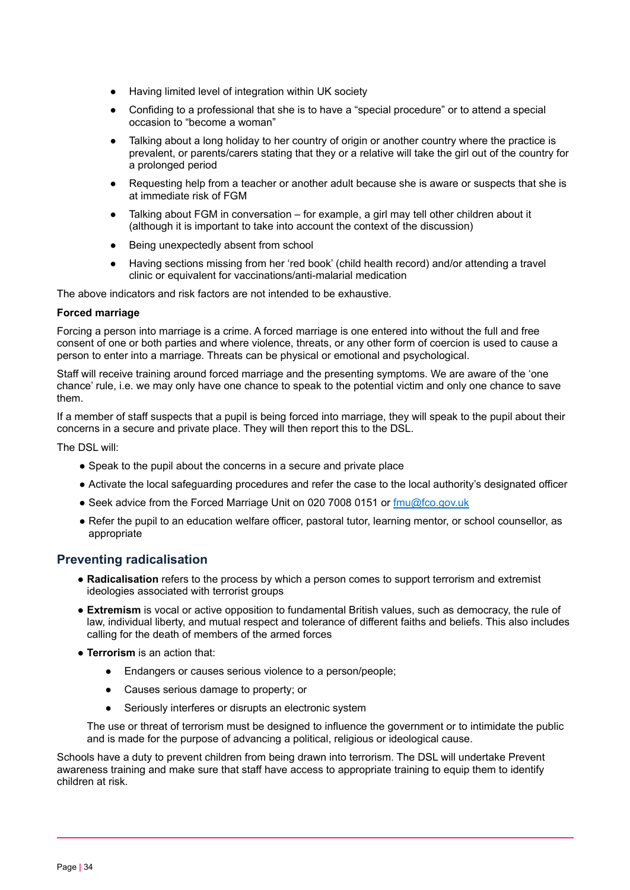- Having limited level of integration within UK society
- Confiding to a professional that she is to have a "special procedure" or to attend a special occasion to "become a woman"
- Talking about a long holiday to her country of origin or another country where the practice is prevalent, or parents/carers stating that they or a relative will take the girl out of the country for a prolonged period
- Requesting help from a teacher or another adult because she is aware or suspects that she is at immediate risk of FGM
- Talking about FGM in conversation – for example, a girl may tell other children about it (although it is important to take into account the context of the discussion)
- Being unexpectedly absent from school
- Having sections missing from her 'red book' (child health record) and/or attending a travel clinic or equivalent for vaccinations/anti-malarial medication

The above indicators and risk factors are not intended to be exhaustive.

**Forced marriage**

Forcing a person into marriage is a crime. A forced marriage is one entered into without the full and free consent of one or both parties and where violence, threats, or any other form of coercion is used to cause a person to enter into a marriage. Threats can be physical or emotional and psychological.

Staff will receive training around forced marriage and the presenting symptoms. We are aware of the 'one chance' rule, i.e. we may only have one chance to speak to the potential victim and only one chance to save them.

If a member of staff suspects that a pupil is being forced into marriage, they will speak to the pupil about their concerns in a secure and private place. They will then report this to the DSL.

The DSL will:

- Speak to the pupil about the concerns in a secure and private place
- Activate the local safeguarding procedures and refer the case to the local authority's designated officer
- Seek advice from the Forced Marriage Unit on 020 7008 0151 or fmu@fco.gov.uk
- Refer the pupil to an education welfare officer, pastoral tutor, learning mentor, or school counsellor, as appropriate

## Preventing radicalisation

- **Radicalisation** refers to the process by which a person comes to support terrorism and extremist ideologies associated with terrorist groups
- **Extremism** is vocal or active opposition to fundamental British values, such as democracy, the rule of law, individual liberty, and mutual respect and tolerance of different faiths and beliefs. This also includes calling for the death of members of the armed forces
- **Terrorism** is an action that:
  - Endangers or causes serious violence to a person/people;
  - Causes serious damage to property; or
  - Seriously interferes or disrupts an electronic system

  The use or threat of terrorism must be designed to influence the government or to intimidate the public and is made for the purpose of advancing a political, religious or ideological cause.

Schools have a duty to prevent children from being drawn into terrorism. The DSL will undertake Prevent awareness training and make sure that staff have access to appropriate training to equip them to identify children at risk.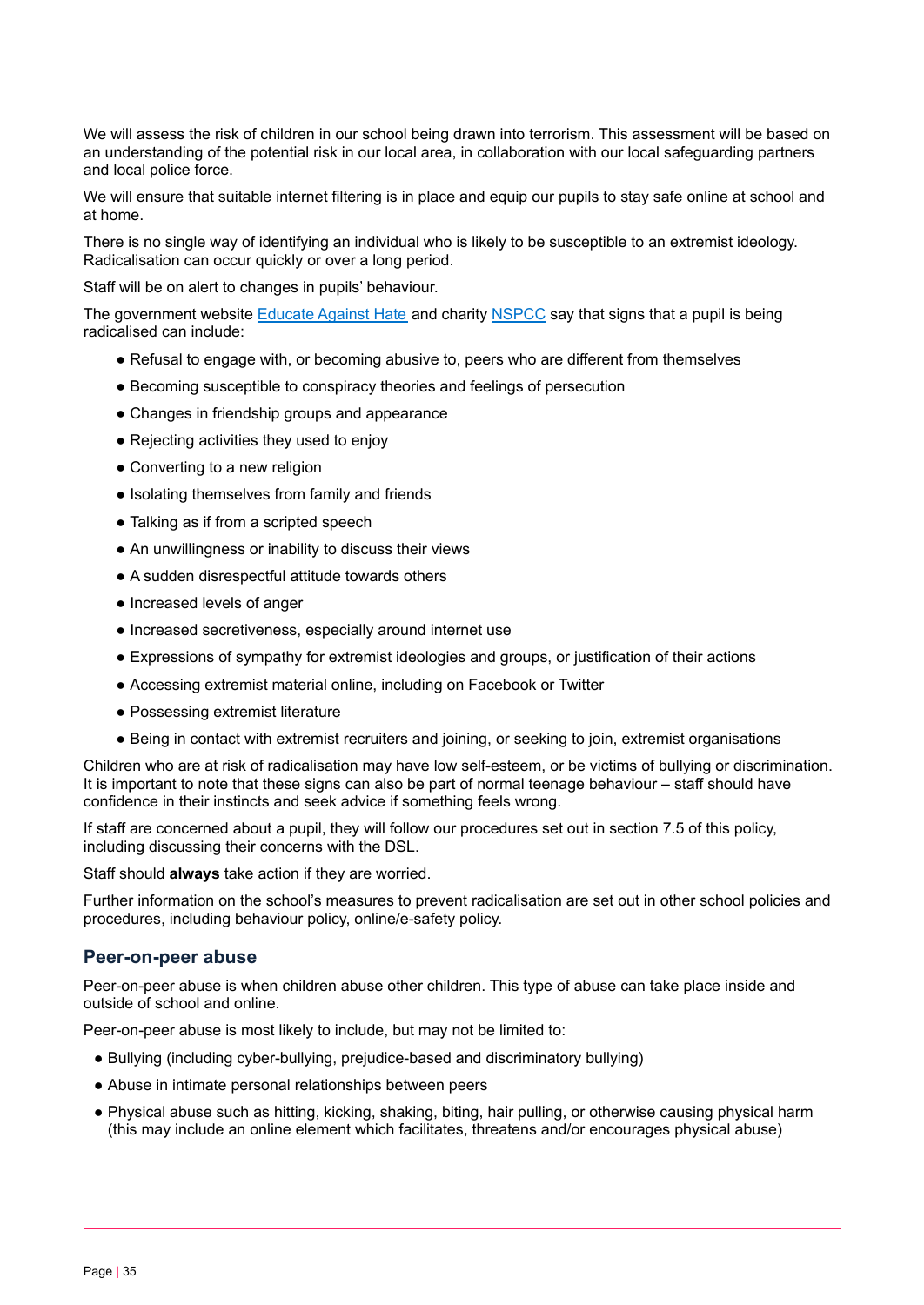We will assess the risk of children in our school being drawn into terrorism. This assessment will be based on an understanding of the potential risk in our local area, in collaboration with our local safeguarding partners and local police force.

We will ensure that suitable internet filtering is in place and equip our pupils to stay safe online at school and at home.

There is no single way of identifying an individual who is likely to be susceptible to an extremist ideology. Radicalisation can occur quickly or over a long period.

Staff will be on alert to changes in pupils' behaviour.

The government website [Educate Against Hate](#) and charity [NSPCC](#) say that signs that a pupil is being radicalised can include:

- Refusal to engage with, or becoming abusive to, peers who are different from themselves
- Becoming susceptible to conspiracy theories and feelings of persecution
- Changes in friendship groups and appearance
- Rejecting activities they used to enjoy
- Converting to a new religion
- Isolating themselves from family and friends
- Talking as if from a scripted speech
- An unwillingness or inability to discuss their views
- A sudden disrespectful attitude towards others
- Increased levels of anger
- Increased secretiveness, especially around internet use
- Expressions of sympathy for extremist ideologies and groups, or justification of their actions
- Accessing extremist material online, including on Facebook or Twitter
- Possessing extremist literature
- Being in contact with extremist recruiters and joining, or seeking to join, extremist organisations

Children who are at risk of radicalisation may have low self-esteem, or be victims of bullying or discrimination. It is important to note that these signs can also be part of normal teenage behaviour – staff should have confidence in their instincts and seek advice if something feels wrong.

If staff are concerned about a pupil, they will follow our procedures set out in section 7.5 of this policy, including discussing their concerns with the DSL.

Staff should **always** take action if they are worried.

Further information on the school's measures to prevent radicalisation are set out in other school policies and procedures, including behaviour policy, online/e-safety policy.

### Peer-on-peer abuse

Peer-on-peer abuse is when children abuse other children. This type of abuse can take place inside and outside of school and online.

Peer-on-peer abuse is most likely to include, but may not be limited to:

- Bullying (including cyber-bullying, prejudice-based and discriminatory bullying)
- Abuse in intimate personal relationships between peers
- Physical abuse such as hitting, kicking, shaking, biting, hair pulling, or otherwise causing physical harm (this may include an online element which facilitates, threatens and/or encourages physical abuse)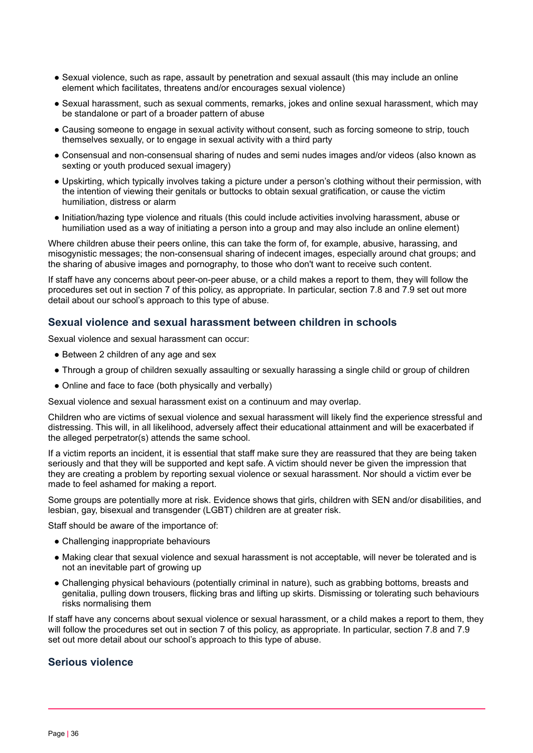- Sexual violence, such as rape, assault by penetration and sexual assault (this may include an online element which facilitates, threatens and/or encourages sexual violence)
- Sexual harassment, such as sexual comments, remarks, jokes and online sexual harassment, which may be standalone or part of a broader pattern of abuse
- Causing someone to engage in sexual activity without consent, such as forcing someone to strip, touch themselves sexually, or to engage in sexual activity with a third party
- Consensual and non-consensual sharing of nudes and semi nudes images and/or videos (also known as sexting or youth produced sexual imagery)
- Upskirting, which typically involves taking a picture under a person's clothing without their permission, with the intention of viewing their genitals or buttocks to obtain sexual gratification, or cause the victim humiliation, distress or alarm
- Initiation/hazing type violence and rituals (this could include activities involving harassment, abuse or humiliation used as a way of initiating a person into a group and may also include an online element)

Where children abuse their peers online, this can take the form of, for example, abusive, harassing, and misogynistic messages; the non-consensual sharing of indecent images, especially around chat groups; and the sharing of abusive images and pornography, to those who don't want to receive such content.

If staff have any concerns about peer-on-peer abuse, or a child makes a report to them, they will follow the procedures set out in section 7 of this policy, as appropriate. In particular, section 7.8 and 7.9 set out more detail about our school's approach to this type of abuse.

### Sexual violence and sexual harassment between children in schools

Sexual violence and sexual harassment can occur:

- Between 2 children of any age and sex
- Through a group of children sexually assaulting or sexually harassing a single child or group of children
- Online and face to face (both physically and verbally)

Sexual violence and sexual harassment exist on a continuum and may overlap.

Children who are victims of sexual violence and sexual harassment will likely find the experience stressful and distressing. This will, in all likelihood, adversely affect their educational attainment and will be exacerbated if the alleged perpetrator(s) attends the same school.

If a victim reports an incident, it is essential that staff make sure they are reassured that they are being taken seriously and that they will be supported and kept safe. A victim should never be given the impression that they are creating a problem by reporting sexual violence or sexual harassment. Nor should a victim ever be made to feel ashamed for making a report.

Some groups are potentially more at risk. Evidence shows that girls, children with SEN and/or disabilities, and lesbian, gay, bisexual and transgender (LGBT) children are at greater risk.

Staff should be aware of the importance of:

- Challenging inappropriate behaviours
- Making clear that sexual violence and sexual harassment is not acceptable, will never be tolerated and is not an inevitable part of growing up
- Challenging physical behaviours (potentially criminal in nature), such as grabbing bottoms, breasts and genitalia, pulling down trousers, flicking bras and lifting up skirts. Dismissing or tolerating such behaviours risks normalising them

If staff have any concerns about sexual violence or sexual harassment, or a child makes a report to them, they will follow the procedures set out in section 7 of this policy, as appropriate. In particular, section 7.8 and 7.9 set out more detail about our school's approach to this type of abuse.

### Serious violence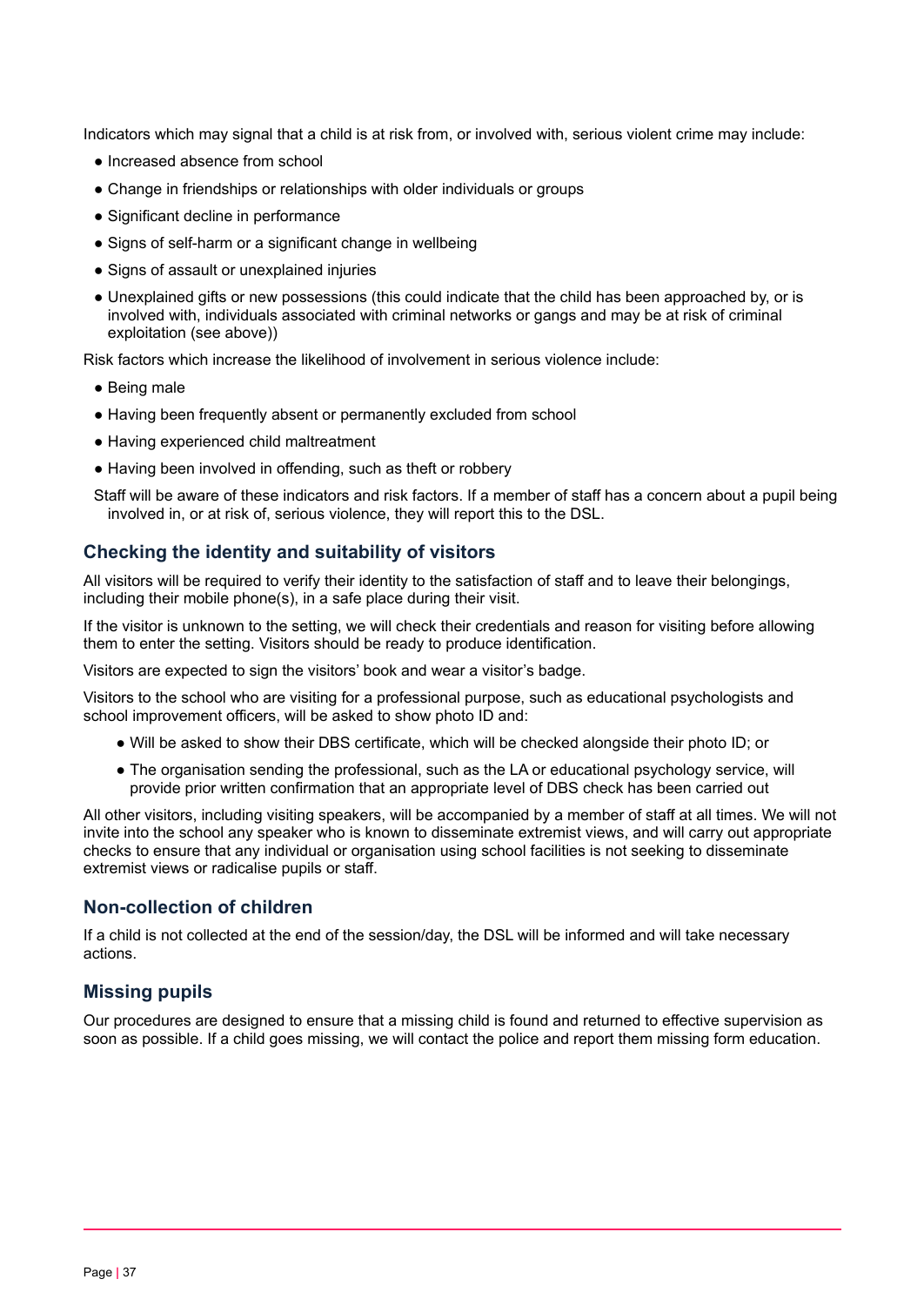Indicators which may signal that a child is at risk from, or involved with, serious violent crime may include:

- Increased absence from school
- Change in friendships or relationships with older individuals or groups
- Significant decline in performance
- Signs of self-harm or a significant change in wellbeing
- Signs of assault or unexplained injuries
- Unexplained gifts or new possessions (this could indicate that the child has been approached by, or is involved with, individuals associated with criminal networks or gangs and may be at risk of criminal exploitation (see above))

Risk factors which increase the likelihood of involvement in serious violence include:

- Being male
- Having been frequently absent or permanently excluded from school
- Having experienced child maltreatment
- Having been involved in offending, such as theft or robbery

Staff will be aware of these indicators and risk factors. If a member of staff has a concern about a pupil being involved in, or at risk of, serious violence, they will report this to the DSL.

## Checking the identity and suitability of visitors

All visitors will be required to verify their identity to the satisfaction of staff and to leave their belongings, including their mobile phone(s), in a safe place during their visit.

If the visitor is unknown to the setting, we will check their credentials and reason for visiting before allowing them to enter the setting. Visitors should be ready to produce identification.

Visitors are expected to sign the visitors' book and wear a visitor's badge.

Visitors to the school who are visiting for a professional purpose, such as educational psychologists and school improvement officers, will be asked to show photo ID and:

- Will be asked to show their DBS certificate, which will be checked alongside their photo ID; or
- The organisation sending the professional, such as the LA or educational psychology service, will provide prior written confirmation that an appropriate level of DBS check has been carried out

All other visitors, including visiting speakers, will be accompanied by a member of staff at all times. We will not invite into the school any speaker who is known to disseminate extremist views, and will carry out appropriate checks to ensure that any individual or organisation using school facilities is not seeking to disseminate extremist views or radicalise pupils or staff.

## Non-collection of children

If a child is not collected at the end of the session/day, the DSL will be informed and will take necessary actions.

## Missing pupils

Our procedures are designed to ensure that a missing child is found and returned to effective supervision as soon as possible. If a child goes missing, we will contact the police and report them missing form education.